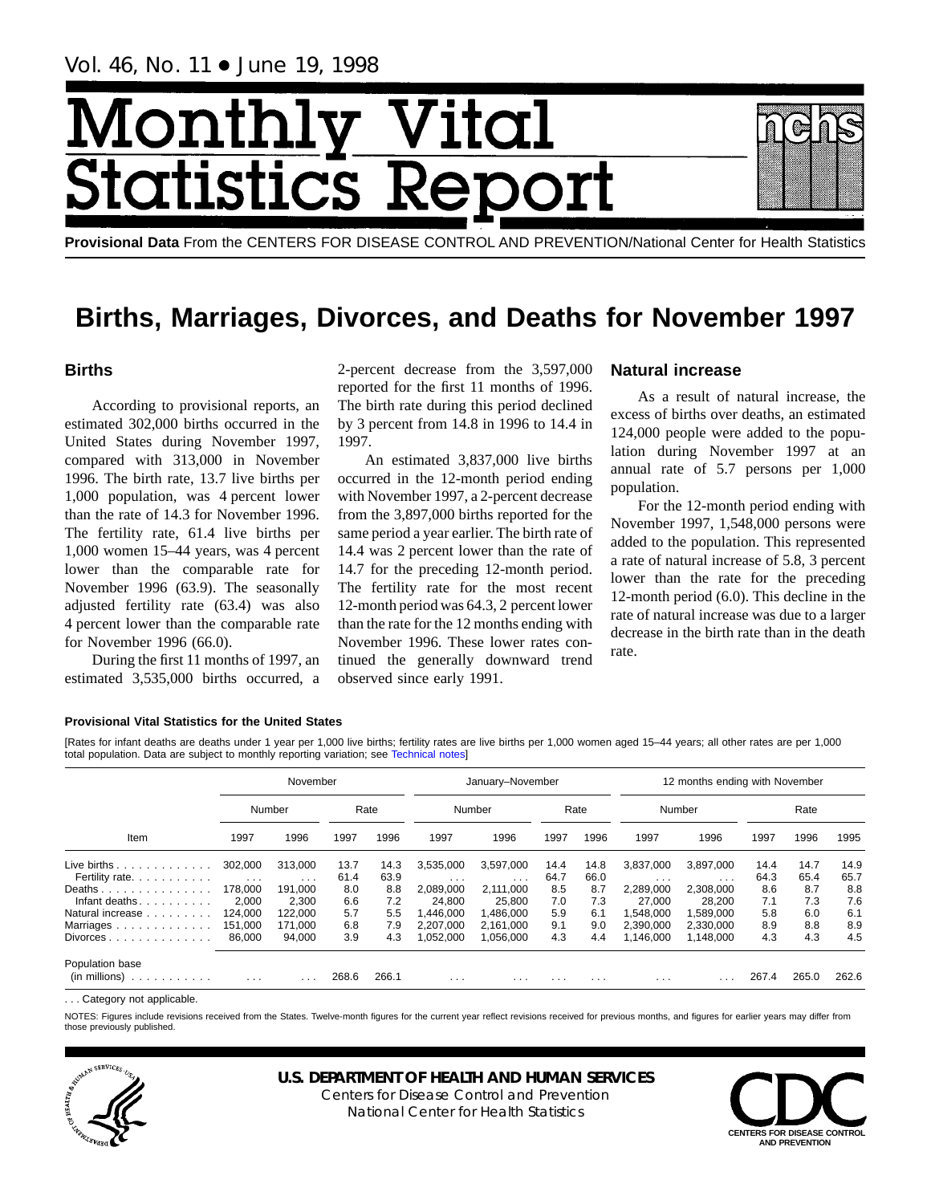Vol. 46, No. 11 • June 19, 1998

# Monthly Vital Statistics Report

**Provisional Data** From the CENTERS FOR DISEASE CONTROL AND PREVENTION/National Center for Health Statistics

# Births, Marriages, Divorces, and Deaths for November 1997

## Births

According to provisional reports, an estimated 302,000 births occurred in the United States during November 1997, compared with 313,000 in November 1996. The birth rate, 13.7 live births per 1,000 population, was 4 percent lower than the rate of 14.3 for November 1996. The fertility rate, 61.4 live births per 1,000 women 15–44 years, was 4 percent lower than the comparable rate for November 1996 (63.9). The seasonally adjusted fertility rate (63.4) was also 4 percent lower than the comparable rate for November 1996 (66.0).

During the first 11 months of 1997, an estimated 3,535,000 births occurred, a 2-percent decrease from the 3,597,000 reported for the first 11 months of 1996. The birth rate during this period declined by 3 percent from 14.8 in 1996 to 14.4 in 1997.

An estimated 3,837,000 live births occurred in the 12-month period ending with November 1997, a 2-percent decrease from the 3,897,000 births reported for the same period a year earlier. The birth rate of 14.4 was 2 percent lower than the rate of 14.7 for the preceding 12-month period. The fertility rate for the most recent 12-month period was 64.3, 2 percent lower than the rate for the 12 months ending with November 1996. These lower rates continued the generally downward trend observed since early 1991.

## Natural increase

As a result of natural increase, the excess of births over deaths, an estimated 124,000 people were added to the population during November 1997 at an annual rate of 5.7 persons per 1,000 population.

For the 12-month period ending with November 1997, 1,548,000 persons were added to the population. This represented a rate of natural increase of 5.8, 3 percent lower than the rate for the preceding 12-month period (6.0). This decline in the rate of natural increase was due to a larger decrease in the birth rate than in the death rate.

**Provisional Vital Statistics for the United States**

[Rates for infant deaths are deaths under 1 year per 1,000 live births; fertility rates are live births per 1,000 women aged 15–44 years; all other rates are per 1,000 total population. Data are subject to monthly reporting variation; see Technical notes]

| Item | November | | | | January–November | | | | 12 months ending with November | | | | |
|---|---|---|---|---|---|---|---|---|---|---|---|---|---|
| | Number | | Rate | | Number | | Rate | | Number | | Rate | | |
| | 1997 | 1996 | 1997 | 1996 | 1997 | 1996 | 1997 | 1996 | 1997 | 1996 | 1997 | 1996 | 1995 |
| Live births | 302,000 | 313,000 | 13.7 | 14.3 | 3,535,000 | 3,597,000 | 14.4 | 14.8 | 3,837,000 | 3,897,000 | 14.4 | 14.7 | 14.9 |
| Fertility rate | . . . | . . . | 61.4 | 63.9 | . . . | . . . | 64.7 | 66.0 | . . . | . . . | 64.3 | 65.4 | 65.7 |
| Deaths | 178,000 | 191,000 | 8.0 | 8.8 | 2,089,000 | 2,111,000 | 8.5 | 8.7 | 2,289,000 | 2,308,000 | 8.6 | 8.7 | 8.8 |
| Infant deaths | 2,000 | 2,300 | 6.6 | 7.2 | 24,800 | 25,800 | 7.0 | 7.3 | 27,000 | 28,200 | 7.1 | 7.3 | 7.6 |
| Natural increase | 124,000 | 122,000 | 5.7 | 5.5 | 1,446,000 | 1,486,000 | 5.9 | 6.1 | 1,548,000 | 1,589,000 | 5.8 | 6.0 | 6.1 |
| Marriages | 151,000 | 171,000 | 6.8 | 7.9 | 2,207,000 | 2,161,000 | 9.1 | 9.0 | 2,390,000 | 2,330,000 | 8.9 | 8.8 | 8.9 |
| Divorces | 86,000 | 94,000 | 3.9 | 4.3 | 1,052,000 | 1,056,000 | 4.3 | 4.4 | 1,146,000 | 1,148,000 | 4.3 | 4.3 | 4.5 |
| Population base (in millions) | . . . | . . . | 268.6 | 266.1 | . . . | . . . | . . . | . . . | . . . | . . . | 267.4 | 265.0 | 262.6 |

. . . Category not applicable.

NOTES: Figures include revisions received from the States. Twelve-month figures for the current year reflect revisions received for previous months, and figures for earlier years may differ from those previously published.

**U.S. DEPARTMENT OF HEALTH AND HUMAN SERVICES**
Centers for Disease Control and Prevention
National Center for Health Statistics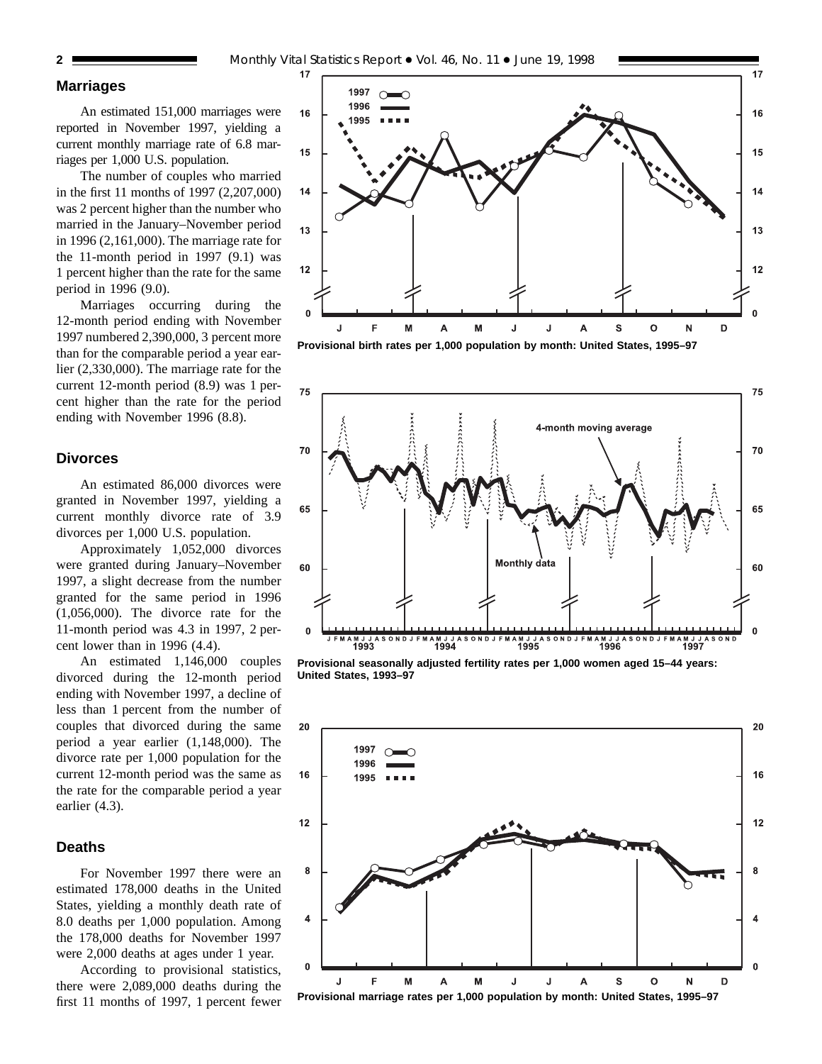## Marriages

An estimated 151,000 marriages were reported in November 1997, yielding a current monthly marriage rate of 6.8 marriages per 1,000 U.S. population.

The number of couples who married in the first 11 months of 1997 (2,207,000) was 2 percent higher than the number who married in the January–November period in 1996 (2,161,000). The marriage rate for the 11-month period in 1997 (9.1) was 1 percent higher than the rate for the same period in 1996 (9.0).

Marriages occurring during the 12-month period ending with November 1997 numbered 2,390,000, 3 percent more than for the comparable period a year earlier (2,330,000). The marriage rate for the current 12-month period (8.9) was 1 percent higher than the rate for the period ending with November 1996 (8.8).

## Divorces

An estimated 86,000 divorces were granted in November 1997, yielding a current monthly divorce rate of 3.9 divorces per 1,000 U.S. population.

Approximately 1,052,000 divorces were granted during January–November 1997, a slight decrease from the number granted for the same period in 1996 (1,056,000). The divorce rate for the 11-month period was 4.3 in 1997, 2 percent lower than in 1996 (4.4).

An estimated 1,146,000 couples divorced during the 12-month period ending with November 1997, a decline of less than 1 percent from the number of couples that divorced during the same period a year earlier (1,148,000). The divorce rate per 1,000 population for the current 12-month period was the same as the rate for the comparable period a year earlier (4.3).

## Deaths

For November 1997 there were an estimated 178,000 deaths in the United States, yielding a monthly death rate of 8.0 deaths per 1,000 population. Among the 178,000 deaths for November 1997 were 2,000 deaths at ages under 1 year.

According to provisional statistics, there were 2,089,000 deaths during the first 11 months of 1997, 1 percent fewer

**Provisional birth rates per 1,000 population by month: United States, 1995–97**

**Provisional seasonally adjusted fertility rates per 1,000 women aged 15–44 years: United States, 1993–97**

**Provisional marriage rates per 1,000 population by month: United States, 1995–97**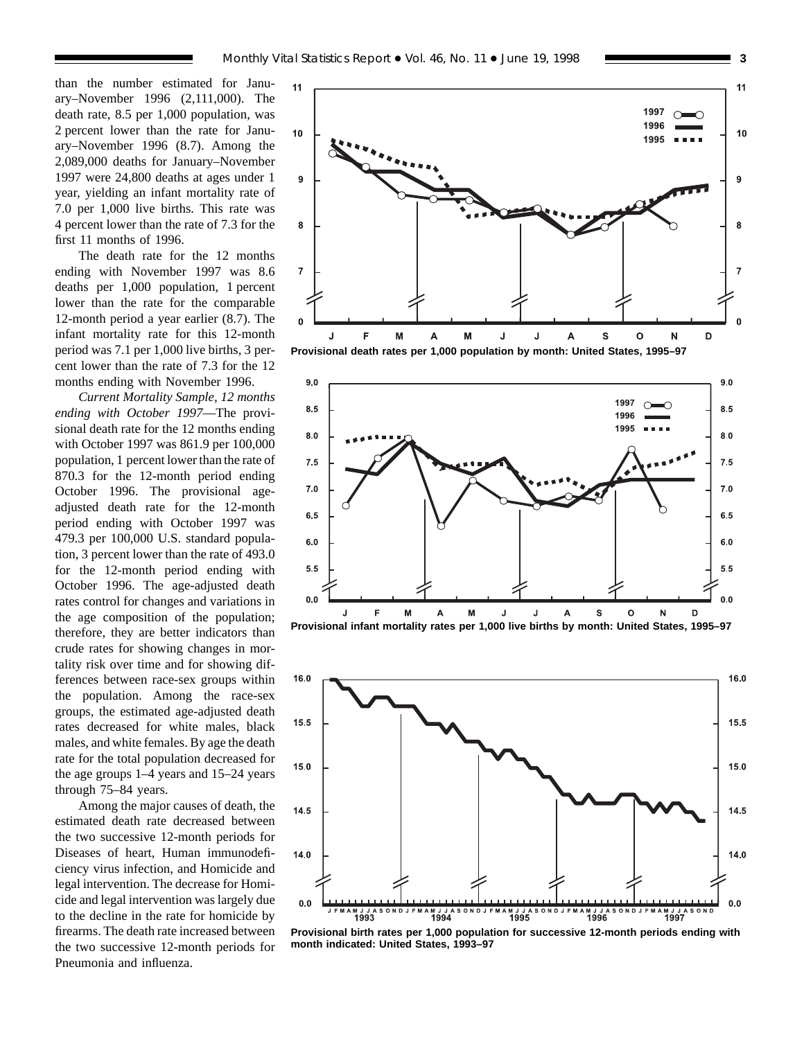than the number estimated for January–November 1996 (2,111,000). The death rate, 8.5 per 1,000 population, was 2 percent lower than the rate for January–November 1996 (8.7). Among the 2,089,000 deaths for January–November 1997 were 24,800 deaths at ages under 1 year, yielding an infant mortality rate of 7.0 per 1,000 live births. This rate was 4 percent lower than the rate of 7.3 for the first 11 months of 1996.

The death rate for the 12 months ending with November 1997 was 8.6 deaths per 1,000 population, 1 percent lower than the rate for the comparable 12-month period a year earlier (8.7). The infant mortality rate for this 12-month period was 7.1 per 1,000 live births, 3 percent lower than the rate of 7.3 for the 12 months ending with November 1996.

*Current Mortality Sample, 12 months ending with October 1997*—The provisional death rate for the 12 months ending with October 1997 was 861.9 per 100,000 population, 1 percent lower than the rate of 870.3 for the 12-month period ending October 1996. The provisional age-adjusted death rate for the 12-month period ending with October 1997 was 479.3 per 100,000 U.S. standard population, 3 percent lower than the rate of 493.0 for the 12-month period ending with October 1996. The age-adjusted death rates control for changes and variations in the age composition of the population; therefore, they are better indicators than crude rates for showing changes in mortality risk over time and for showing differences between race-sex groups within the population. Among the race-sex groups, the estimated age-adjusted death rates decreased for white males, black males, and white females. By age the death rate for the total population decreased for the age groups 1–4 years and 15–24 years through 75–84 years.

Among the major causes of death, the estimated death rate decreased between the two successive 12-month periods for Diseases of heart, Human immunodeficiency virus infection, and Homicide and legal intervention. The decrease for Homicide and legal intervention was largely due to the decline in the rate for homicide by firearms. The death rate increased between the two successive 12-month periods for Pneumonia and influenza.

**Provisional death rates per 1,000 population by month: United States, 1995–97**

**Provisional infant mortality rates per 1,000 live births by month: United States, 1995–97**

**Provisional birth rates per 1,000 population for successive 12-month periods ending with month indicated: United States, 1993–97**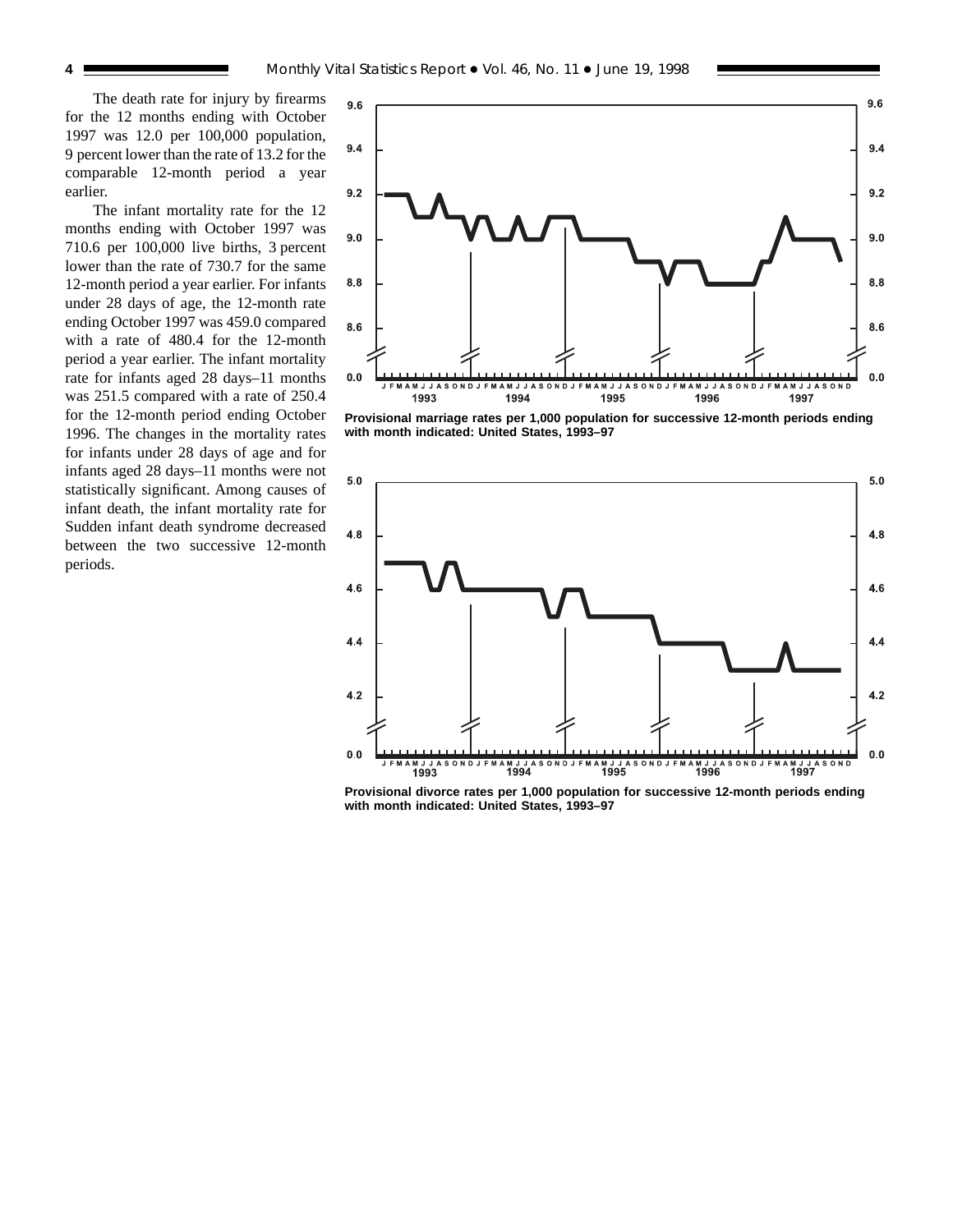The death rate for injury by firearms for the 12 months ending with October 1997 was 12.0 per 100,000 population, 9 percent lower than the rate of 13.2 for the comparable 12-month period a year earlier.

The infant mortality rate for the 12 months ending with October 1997 was 710.6 per 100,000 live births, 3 percent lower than the rate of 730.7 for the same 12-month period a year earlier. For infants under 28 days of age, the 12-month rate ending October 1997 was 459.0 compared with a rate of 480.4 for the 12-month period a year earlier. The infant mortality rate for infants aged 28 days–11 months was 251.5 compared with a rate of 250.4 for the 12-month period ending October 1996. The changes in the mortality rates for infants under 28 days of age and for infants aged 28 days–11 months were not statistically significant. Among causes of infant death, the infant mortality rate for Sudden infant death syndrome decreased between the two successive 12-month periods.

**Provisional marriage rates per 1,000 population for successive 12-month periods ending with month indicated: United States, 1993–97**

**Provisional divorce rates per 1,000 population for successive 12-month periods ending with month indicated: United States, 1993–97**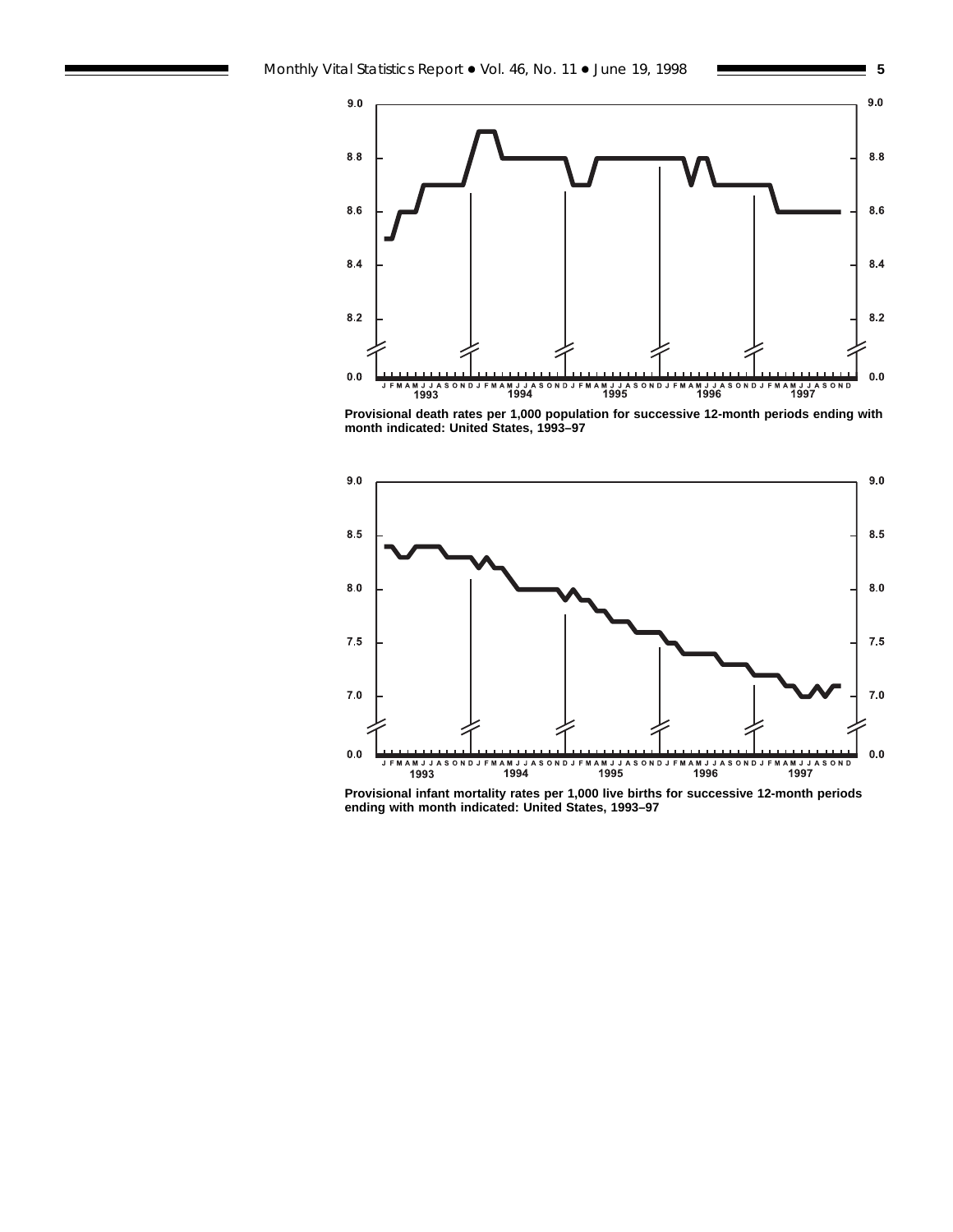Provisional death rates per 1,000 population for successive 12-month periods ending with month indicated: United States, 1993–97

Provisional infant mortality rates per 1,000 live births for successive 12-month periods ending with month indicated: United States, 1993–97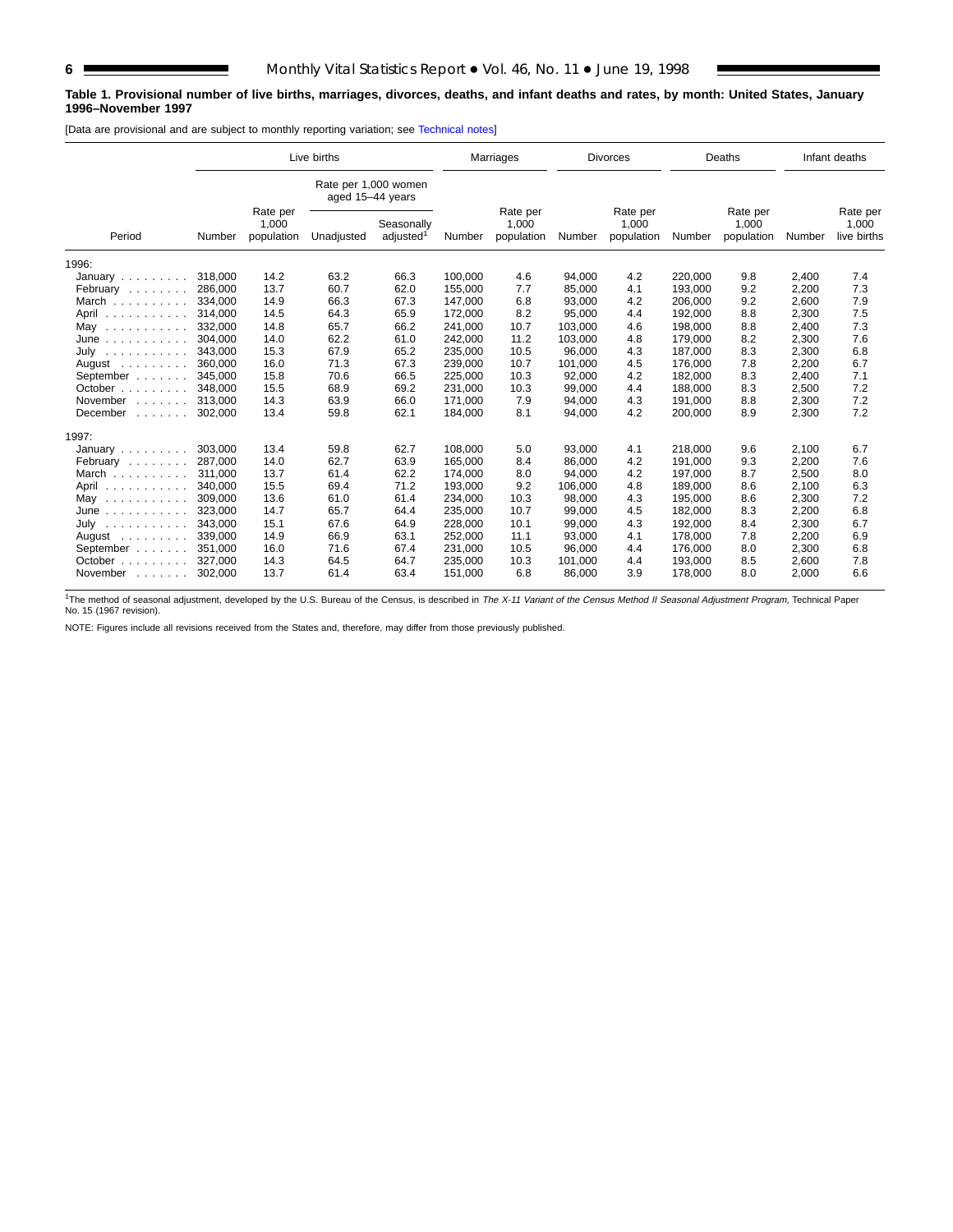**Table 1. Provisional number of live births, marriages, divorces, deaths, and infant deaths and rates, by month: United States, January 1996–November 1997**

[Data are provisional and are subject to monthly reporting variation; see Technical notes]

| Period | Live births | | | | Marriages | | Divorces | | Deaths | | Infant deaths | |
|---|---|---|---|---|---|---|---|---|---|---|---|---|
| | | | Rate per 1,000 women aged 15–44 years | | | | | | | | | |
| | Number | Rate per 1,000 population | Unadjusted | Seasonally adjusted[1] | Number | Rate per 1,000 population | Number | Rate per 1,000 population | Number | Rate per 1,000 population | Number | Rate per 1,000 live births |
| 1996: | | | | | | | | | | | | |
| January | 318,000 | 14.2 | 63.2 | 66.3 | 100,000 | 4.6 | 94,000 | 4.2 | 220,000 | 9.8 | 2,400 | 7.4 |
| February | 286,000 | 13.7 | 60.7 | 62.0 | 155,000 | 7.7 | 85,000 | 4.1 | 193,000 | 9.2 | 2,200 | 7.3 |
| March | 334,000 | 14.9 | 66.3 | 67.3 | 147,000 | 6.8 | 93,000 | 4.2 | 206,000 | 9.2 | 2,600 | 7.9 |
| April | 314,000 | 14.5 | 64.3 | 65.9 | 172,000 | 8.2 | 95,000 | 4.4 | 192,000 | 8.8 | 2,300 | 7.5 |
| May | 332,000 | 14.8 | 65.7 | 66.2 | 241,000 | 10.7 | 103,000 | 4.6 | 198,000 | 8.8 | 2,400 | 7.3 |
| June | 304,000 | 14.0 | 62.2 | 61.0 | 242,000 | 11.2 | 103,000 | 4.8 | 179,000 | 8.2 | 2,300 | 7.6 |
| July | 343,000 | 15.3 | 67.9 | 65.2 | 235,000 | 10.5 | 96,000 | 4.3 | 187,000 | 8.3 | 2,300 | 6.8 |
| August | 360,000 | 16.0 | 71.3 | 67.3 | 239,000 | 10.7 | 101,000 | 4.5 | 176,000 | 7.8 | 2,200 | 6.7 |
| September | 345,000 | 15.8 | 70.6 | 66.5 | 225,000 | 10.3 | 92,000 | 4.2 | 182,000 | 8.3 | 2,400 | 7.1 |
| October | 348,000 | 15.5 | 68.9 | 69.2 | 231,000 | 10.3 | 99,000 | 4.4 | 188,000 | 8.3 | 2,500 | 7.2 |
| November | 313,000 | 14.3 | 63.9 | 66.0 | 171,000 | 7.9 | 94,000 | 4.3 | 191,000 | 8.8 | 2,300 | 7.2 |
| December | 302,000 | 13.4 | 59.8 | 62.1 | 184,000 | 8.1 | 94,000 | 4.2 | 200,000 | 8.9 | 2,300 | 7.2 |
| 1997: | | | | | | | | | | | | |
| January | 303,000 | 13.4 | 59.8 | 62.7 | 108,000 | 5.0 | 93,000 | 4.1 | 218,000 | 9.6 | 2,100 | 6.7 |
| February | 287,000 | 14.0 | 62.7 | 63.9 | 165,000 | 8.4 | 86,000 | 4.2 | 191,000 | 9.3 | 2,200 | 7.6 |
| March | 311,000 | 13.7 | 61.4 | 62.2 | 174,000 | 8.0 | 94,000 | 4.2 | 197,000 | 8.7 | 2,500 | 8.0 |
| April | 340,000 | 15.5 | 69.4 | 71.2 | 193,000 | 9.2 | 106,000 | 4.8 | 189,000 | 8.6 | 2,100 | 6.3 |
| May | 309,000 | 13.6 | 61.0 | 61.4 | 234,000 | 10.3 | 98,000 | 4.3 | 195,000 | 8.6 | 2,300 | 7.2 |
| June | 323,000 | 14.7 | 65.7 | 64.4 | 235,000 | 10.7 | 99,000 | 4.5 | 182,000 | 8.3 | 2,200 | 6.8 |
| July | 343,000 | 15.1 | 67.6 | 64.9 | 228,000 | 10.1 | 99,000 | 4.3 | 192,000 | 8.4 | 2,300 | 6.7 |
| August | 339,000 | 14.9 | 66.9 | 63.1 | 252,000 | 11.1 | 93,000 | 4.1 | 178,000 | 7.8 | 2,200 | 6.9 |
| September | 351,000 | 16.0 | 71.6 | 67.4 | 231,000 | 10.5 | 96,000 | 4.4 | 176,000 | 8.0 | 2,300 | 6.8 |
| October | 327,000 | 14.3 | 64.5 | 64.7 | 235,000 | 10.3 | 101,000 | 4.4 | 193,000 | 8.5 | 2,600 | 7.8 |
| November | 302,000 | 13.7 | 61.4 | 63.4 | 151,000 | 6.8 | 86,000 | 3.9 | 178,000 | 8.0 | 2,000 | 6.6 |

[1]The method of seasonal adjustment, developed by the U.S. Bureau of the Census, is described in *The X-11 Variant of the Census Method II Seasonal Adjustment Program*, Technical Paper No. 15 (1967 revision).

NOTE: Figures include all revisions received from the States and, therefore, may differ from those previously published.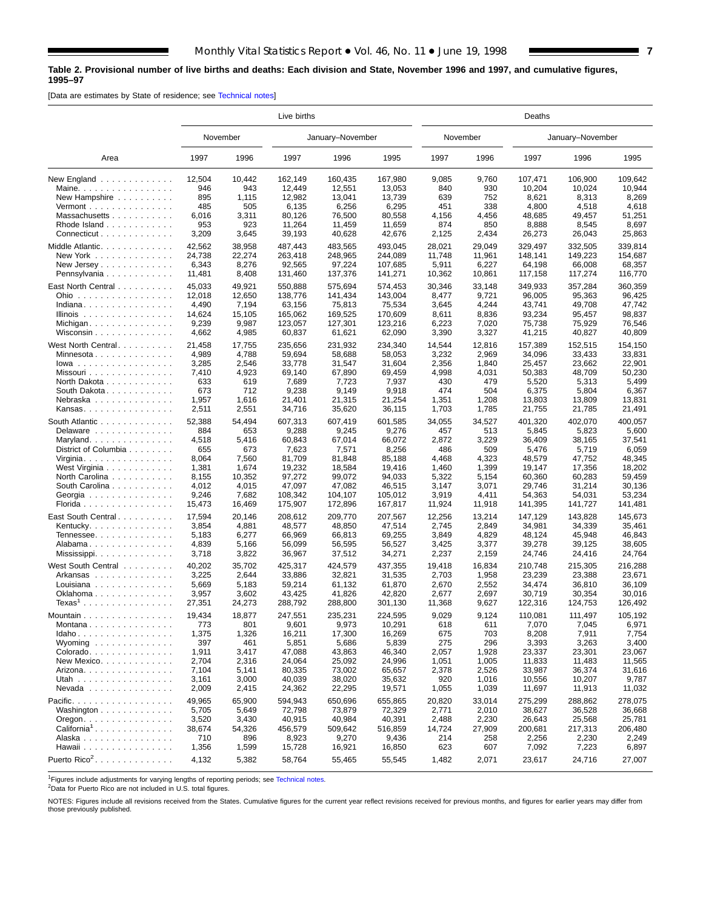**Table 2. Provisional number of live births and deaths: Each division and State, November 1996 and 1997, and cumulative figures, 1995–97**

[Data are estimates by State of residence; see Technical notes]

| Area | Live births | | | | | Deaths | | | | |
|---|---|---|---|---|---|---|---|---|---|---|
| | November | | January–November | | | November | | January–November | | |
| | 1997 | 1996 | 1997 | 1996 | 1995 | 1997 | 1996 | 1997 | 1996 | 1995 |
| New England | 12,504 | 10,442 | 162,149 | 160,435 | 167,980 | 9,085 | 9,760 | 107,471 | 106,900 | 109,642 |
| Maine | 946 | 943 | 12,449 | 12,551 | 13,053 | 840 | 930 | 10,204 | 10,024 | 10,944 |
| New Hampshire | 895 | 1,115 | 12,982 | 13,041 | 13,739 | 639 | 752 | 8,621 | 8,313 | 8,269 |
| Vermont | 485 | 505 | 6,135 | 6,256 | 6,295 | 451 | 338 | 4,800 | 4,518 | 4,618 |
| Massachusetts | 6,016 | 3,311 | 80,126 | 76,500 | 80,558 | 4,156 | 4,456 | 48,685 | 49,457 | 51,251 |
| Rhode Island | 953 | 923 | 11,264 | 11,459 | 11,659 | 874 | 850 | 8,888 | 8,545 | 8,697 |
| Connecticut | 3,209 | 3,645 | 39,193 | 40,628 | 42,676 | 2,125 | 2,434 | 26,273 | 26,043 | 25,863 |
| Middle Atlantic | 42,562 | 38,958 | 487,443 | 483,565 | 493,045 | 28,021 | 29,049 | 329,497 | 332,505 | 339,814 |
| New York | 24,738 | 22,274 | 263,418 | 248,965 | 244,089 | 11,748 | 11,961 | 148,141 | 149,223 | 154,687 |
| New Jersey | 6,343 | 8,276 | 92,565 | 97,224 | 107,685 | 5,911 | 6,227 | 64,198 | 66,008 | 68,357 |
| Pennsylvania | 11,481 | 8,408 | 131,460 | 137,376 | 141,271 | 10,362 | 10,861 | 117,158 | 117,274 | 116,770 |
| East North Central | 45,033 | 49,921 | 550,888 | 575,694 | 574,453 | 30,346 | 33,148 | 349,933 | 357,284 | 360,359 |
| Ohio | 12,018 | 12,650 | 138,776 | 141,434 | 143,004 | 8,477 | 9,721 | 96,005 | 95,363 | 96,425 |
| Indiana | 4,490 | 7,194 | 63,156 | 75,813 | 75,534 | 3,645 | 4,244 | 43,741 | 49,708 | 47,742 |
| Illinois | 14,624 | 15,105 | 165,062 | 169,525 | 170,609 | 8,611 | 8,836 | 93,234 | 95,457 | 98,837 |
| Michigan | 9,239 | 9,987 | 123,057 | 127,301 | 123,216 | 6,223 | 7,020 | 75,738 | 75,929 | 76,546 |
| Wisconsin | 4,662 | 4,985 | 60,837 | 61,621 | 62,090 | 3,390 | 3,327 | 41,215 | 40,827 | 40,809 |
| West North Central | 21,458 | 17,755 | 235,656 | 231,932 | 234,340 | 14,544 | 12,816 | 157,389 | 152,515 | 154,150 |
| Minnesota | 4,989 | 4,788 | 59,694 | 58,688 | 58,053 | 3,232 | 2,969 | 34,096 | 33,433 | 33,831 |
| Iowa | 3,285 | 2,546 | 33,778 | 31,547 | 31,604 | 2,356 | 1,840 | 25,457 | 23,662 | 22,901 |
| Missouri | 7,410 | 4,923 | 69,140 | 67,890 | 69,459 | 4,998 | 4,031 | 50,383 | 48,709 | 50,230 |
| North Dakota | 633 | 619 | 7,689 | 7,723 | 7,937 | 430 | 479 | 5,520 | 5,313 | 5,499 |
| South Dakota | 673 | 712 | 9,238 | 9,149 | 9,918 | 474 | 504 | 6,375 | 5,804 | 6,367 |
| Nebraska | 1,957 | 1,616 | 21,401 | 21,315 | 21,254 | 1,351 | 1,208 | 13,803 | 13,809 | 13,831 |
| Kansas | 2,511 | 2,551 | 34,716 | 35,620 | 36,115 | 1,703 | 1,785 | 21,755 | 21,785 | 21,491 |
| South Atlantic | 52,388 | 54,494 | 607,313 | 607,419 | 601,585 | 34,055 | 34,527 | 401,320 | 402,070 | 400,057 |
| Delaware | 884 | 653 | 9,288 | 9,245 | 9,276 | 457 | 513 | 5,845 | 5,823 | 5,600 |
| Maryland | 4,518 | 5,416 | 60,843 | 67,014 | 66,072 | 2,872 | 3,229 | 36,409 | 38,165 | 37,541 |
| District of Columbia | 655 | 673 | 7,623 | 7,571 | 8,256 | 486 | 509 | 5,476 | 5,719 | 6,059 |
| Virginia | 8,064 | 7,560 | 81,709 | 81,848 | 85,188 | 4,468 | 4,323 | 48,579 | 47,752 | 48,345 |
| West Virginia | 1,381 | 1,674 | 19,232 | 18,584 | 19,416 | 1,460 | 1,399 | 19,147 | 17,356 | 18,202 |
| North Carolina | 8,155 | 10,352 | 97,272 | 99,072 | 94,033 | 5,322 | 5,154 | 60,360 | 60,283 | 59,459 |
| South Carolina | 4,012 | 4,015 | 47,097 | 47,082 | 46,515 | 3,147 | 3,071 | 29,746 | 31,214 | 30,136 |
| Georgia | 9,246 | 7,682 | 108,342 | 104,107 | 105,012 | 3,919 | 4,411 | 54,363 | 54,031 | 53,234 |
| Florida | 15,473 | 16,469 | 175,907 | 172,896 | 167,817 | 11,924 | 11,918 | 141,395 | 141,727 | 141,481 |
| East South Central | 17,594 | 20,146 | 208,612 | 209,770 | 207,567 | 12,256 | 13,214 | 147,129 | 143,828 | 145,673 |
| Kentucky | 3,854 | 4,881 | 48,577 | 48,850 | 47,514 | 2,745 | 2,849 | 34,981 | 34,339 | 35,461 |
| Tennessee | 5,183 | 6,277 | 66,969 | 66,813 | 69,255 | 3,849 | 4,829 | 48,124 | 45,948 | 46,843 |
| Alabama | 4,839 | 5,166 | 56,099 | 56,595 | 56,527 | 3,425 | 3,377 | 39,278 | 39,125 | 38,605 |
| Mississippi | 3,718 | 3,822 | 36,967 | 37,512 | 34,271 | 2,237 | 2,159 | 24,746 | 24,416 | 24,764 |
| West South Central | 40,202 | 35,702 | 425,317 | 424,579 | 437,355 | 19,418 | 16,834 | 210,748 | 215,305 | 216,288 |
| Arkansas | 3,225 | 2,644 | 33,886 | 32,821 | 31,535 | 2,703 | 1,958 | 23,239 | 23,388 | 23,671 |
| Louisiana | 5,669 | 5,183 | 59,214 | 61,132 | 61,870 | 2,670 | 2,552 | 34,474 | 36,810 | 36,109 |
| Oklahoma | 3,957 | 3,602 | 43,425 | 41,826 | 42,820 | 2,677 | 2,697 | 30,719 | 30,354 | 30,016 |
| Texas[1] | 27,351 | 24,273 | 288,792 | 288,800 | 301,130 | 11,368 | 9,627 | 122,316 | 124,753 | 126,492 |
| Mountain | 19,434 | 18,877 | 247,551 | 235,231 | 224,595 | 9,029 | 9,124 | 110,081 | 111,497 | 105,192 |
| Montana | 773 | 801 | 9,601 | 9,973 | 10,291 | 618 | 611 | 7,070 | 7,045 | 6,971 |
| Idaho | 1,375 | 1,326 | 16,211 | 17,300 | 16,269 | 675 | 703 | 8,208 | 7,911 | 7,754 |
| Wyoming | 397 | 461 | 5,851 | 5,686 | 5,839 | 275 | 296 | 3,393 | 3,263 | 3,400 |
| Colorado | 1,911 | 3,417 | 47,088 | 43,863 | 46,340 | 2,057 | 1,928 | 23,337 | 23,301 | 23,067 |
| New Mexico | 2,704 | 2,316 | 24,064 | 25,092 | 24,996 | 1,051 | 1,005 | 11,833 | 11,483 | 11,565 |
| Arizona | 7,104 | 5,141 | 80,335 | 73,002 | 65,657 | 2,378 | 2,526 | 33,987 | 36,374 | 31,616 |
| Utah | 3,161 | 3,000 | 40,039 | 38,020 | 35,632 | 920 | 1,016 | 10,556 | 10,207 | 9,787 |
| Nevada | 2,009 | 2,415 | 24,362 | 22,295 | 19,571 | 1,055 | 1,039 | 11,697 | 11,913 | 11,032 |
| Pacific | 49,965 | 65,900 | 594,943 | 650,696 | 655,865 | 20,820 | 33,014 | 275,299 | 288,862 | 278,075 |
| Washington | 5,705 | 5,649 | 72,798 | 73,879 | 72,329 | 2,771 | 2,010 | 38,627 | 36,528 | 36,668 |
| Oregon | 3,520 | 3,430 | 40,915 | 40,984 | 40,391 | 2,488 | 2,230 | 26,643 | 25,568 | 25,781 |
| California[1] | 38,674 | 54,326 | 456,579 | 509,642 | 516,859 | 14,724 | 27,909 | 200,681 | 217,313 | 206,480 |
| Alaska | 710 | 896 | 8,923 | 9,270 | 9,436 | 214 | 258 | 2,256 | 2,230 | 2,249 |
| Hawaii | 1,356 | 1,599 | 15,728 | 16,921 | 16,850 | 623 | 607 | 7,092 | 7,223 | 6,897 |
| Puerto Rico[2] | 4,132 | 5,382 | 58,764 | 55,465 | 55,545 | 1,482 | 2,071 | 23,617 | 24,716 | 27,007 |

[1]Figures include adjustments for varying lengths of reporting periods; see Technical notes.
[2]Data for Puerto Rico are not included in U.S. total figures.

NOTES: Figures include all revisions received from the States. Cumulative figures for the current year reflect revisions received for previous months, and figures for earlier years may differ from those previously published.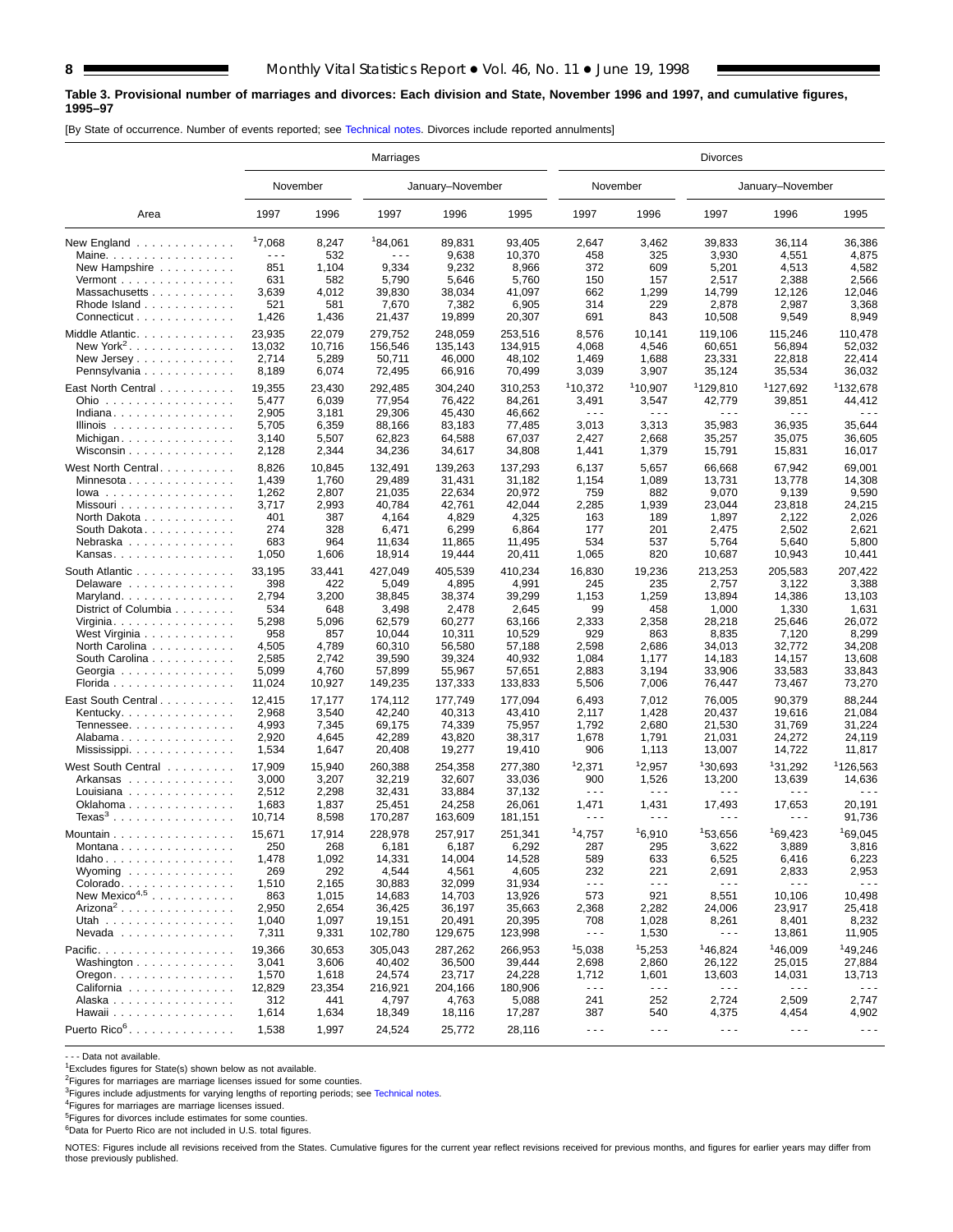**Table 3. Provisional number of marriages and divorces: Each division and State, November 1996 and 1997, and cumulative figures, 1995–97**

[By State of occurrence. Number of events reported; see Technical notes. Divorces include reported annulments]

| Area | Marriages | | | | | Divorces | | | | |
|---|---|---|---|---|---|---|---|---|---|---|
| | November | | January–November | | | November | | January–November | | |
| | 1997 | 1996 | 1997 | 1996 | 1995 | 1997 | 1996 | 1997 | 1996 | 1995 |
| New England | [1]7,068 | 8,247 | [1]84,061 | 89,831 | 93,405 | 2,647 | 3,462 | 39,833 | 36,114 | 36,386 |
| Maine | - - - | 532 | - - - | 9,638 | 10,370 | 458 | 325 | 3,930 | 4,551 | 4,875 |
| New Hampshire | 851 | 1,104 | 9,334 | 9,232 | 8,966 | 372 | 609 | 5,201 | 4,513 | 4,582 |
| Vermont | 631 | 582 | 5,790 | 5,646 | 5,760 | 150 | 157 | 2,517 | 2,388 | 2,566 |
| Massachusetts | 3,639 | 4,012 | 39,830 | 38,034 | 41,097 | 662 | 1,299 | 14,799 | 12,126 | 12,046 |
| Rhode Island | 521 | 581 | 7,670 | 7,382 | 6,905 | 314 | 229 | 2,878 | 2,987 | 3,368 |
| Connecticut | 1,426 | 1,436 | 21,437 | 19,899 | 20,307 | 691 | 843 | 10,508 | 9,549 | 8,949 |
| Middle Atlantic | 23,935 | 22,079 | 279,752 | 248,059 | 253,516 | 8,576 | 10,141 | 119,106 | 115,246 | 110,478 |
| New York[2] | 13,032 | 10,716 | 156,546 | 135,143 | 134,915 | 4,068 | 4,546 | 60,651 | 56,894 | 52,032 |
| New Jersey | 2,714 | 5,289 | 50,711 | 46,000 | 48,102 | 1,469 | 1,688 | 23,331 | 22,818 | 22,414 |
| Pennsylvania | 8,189 | 6,074 | 72,495 | 66,916 | 70,499 | 3,039 | 3,907 | 35,124 | 35,534 | 36,032 |
| East North Central | 19,355 | 23,430 | 292,485 | 304,240 | 310,253 | [1]10,372 | [1]10,907 | [1]129,810 | [1]127,692 | [1]132,678 |
| Ohio | 5,477 | 6,039 | 77,954 | 76,422 | 84,261 | 3,491 | 3,547 | 42,779 | 39,851 | 44,412 |
| Indiana | 2,905 | 3,181 | 29,306 | 45,430 | 46,662 | - - - | - - - | - - - | - - - | - - - |
| Illinois | 5,705 | 6,359 | 88,166 | 83,183 | 77,485 | 3,013 | 3,313 | 35,983 | 36,935 | 35,644 |
| Michigan | 3,140 | 5,507 | 62,823 | 64,588 | 67,037 | 2,427 | 2,668 | 35,257 | 35,075 | 36,605 |
| Wisconsin | 2,128 | 2,344 | 34,236 | 34,617 | 34,808 | 1,441 | 1,379 | 15,791 | 15,831 | 16,017 |
| West North Central | 8,826 | 10,845 | 132,491 | 139,263 | 137,293 | 6,137 | 5,657 | 66,668 | 67,942 | 69,001 |
| Minnesota | 1,439 | 1,760 | 29,489 | 31,431 | 31,182 | 1,154 | 1,089 | 13,731 | 13,778 | 14,308 |
| Iowa | 1,262 | 2,807 | 21,035 | 22,634 | 20,972 | 759 | 882 | 9,070 | 9,139 | 9,590 |
| Missouri | 3,717 | 2,993 | 40,784 | 42,761 | 42,044 | 2,285 | 1,939 | 23,044 | 23,818 | 24,215 |
| North Dakota | 401 | 387 | 4,164 | 4,829 | 4,325 | 163 | 189 | 1,897 | 2,122 | 2,026 |
| South Dakota | 274 | 328 | 6,471 | 6,299 | 6,864 | 177 | 201 | 2,475 | 2,502 | 2,621 |
| Nebraska | 683 | 964 | 11,634 | 11,865 | 11,495 | 534 | 537 | 5,764 | 5,640 | 5,800 |
| Kansas | 1,050 | 1,606 | 18,914 | 19,444 | 20,411 | 1,065 | 820 | 10,687 | 10,943 | 10,441 |
| South Atlantic | 33,195 | 33,441 | 427,049 | 405,539 | 410,234 | 16,830 | 19,236 | 213,253 | 205,583 | 207,422 |
| Delaware | 398 | 422 | 5,049 | 4,895 | 4,991 | 245 | 235 | 2,757 | 3,122 | 3,388 |
| Maryland | 2,794 | 3,200 | 38,845 | 38,374 | 39,299 | 1,153 | 1,259 | 13,894 | 14,386 | 13,103 |
| District of Columbia | 534 | 648 | 3,498 | 2,478 | 2,645 | 99 | 458 | 1,000 | 1,330 | 1,631 |
| Virginia | 5,298 | 5,096 | 62,579 | 60,277 | 63,166 | 2,333 | 2,358 | 28,218 | 25,646 | 26,072 |
| West Virginia | 958 | 857 | 10,044 | 10,311 | 10,529 | 929 | 863 | 8,835 | 7,120 | 8,299 |
| North Carolina | 4,505 | 4,789 | 60,310 | 56,580 | 57,188 | 2,598 | 2,686 | 34,013 | 32,772 | 34,208 |
| South Carolina | 2,585 | 2,742 | 39,590 | 39,324 | 40,932 | 1,084 | 1,177 | 14,183 | 14,157 | 13,608 |
| Georgia | 5,099 | 4,760 | 57,899 | 55,967 | 57,651 | 2,883 | 3,194 | 33,906 | 33,583 | 33,843 |
| Florida | 11,024 | 10,927 | 149,235 | 137,333 | 133,833 | 5,506 | 7,006 | 76,447 | 73,467 | 73,270 |
| East South Central | 12,415 | 17,177 | 174,112 | 177,749 | 177,094 | 6,493 | 7,012 | 76,005 | 90,379 | 88,244 |
| Kentucky | 2,968 | 3,540 | 42,240 | 40,313 | 43,410 | 2,117 | 1,428 | 20,437 | 19,616 | 21,084 |
| Tennessee | 4,993 | 7,345 | 69,175 | 74,339 | 75,957 | 1,792 | 2,680 | 21,530 | 31,769 | 31,224 |
| Alabama | 2,920 | 4,645 | 42,289 | 43,820 | 38,317 | 1,678 | 1,791 | 21,031 | 24,272 | 24,119 |
| Mississippi | 1,534 | 1,647 | 20,408 | 19,277 | 19,410 | 906 | 1,113 | 13,007 | 14,722 | 11,817 |
| West South Central | 17,909 | 15,940 | 260,388 | 254,358 | 277,380 | [1]2,371 | [1]2,957 | [1]30,693 | [1]31,292 | [1]126,563 |
| Arkansas | 3,000 | 3,207 | 32,219 | 32,607 | 33,036 | 900 | 1,526 | 13,200 | 13,639 | 14,636 |
| Louisiana | 2,512 | 2,298 | 32,431 | 33,884 | 37,132 | - - - | - - - | - - - | - - - | - - - |
| Oklahoma | 1,683 | 1,837 | 25,451 | 24,258 | 26,061 | 1,471 | 1,431 | 17,493 | 17,653 | 20,191 |
| Texas[3] | 10,714 | 8,598 | 170,287 | 163,609 | 181,151 | - - - | - - - | - - - | - - - | 91,736 |
| Mountain | 15,671 | 17,914 | 228,978 | 257,917 | 251,341 | [1]4,757 | [1]6,910 | [1]53,656 | [1]69,423 | [1]69,045 |
| Montana | 250 | 268 | 6,181 | 6,187 | 6,292 | 287 | 295 | 3,622 | 3,889 | 3,816 |
| Idaho | 1,478 | 1,092 | 14,331 | 14,004 | 14,528 | 589 | 633 | 6,525 | 6,416 | 6,223 |
| Wyoming | 269 | 292 | 4,544 | 4,561 | 4,605 | 232 | 221 | 2,691 | 2,833 | 2,953 |
| Colorado | 1,510 | 2,165 | 30,883 | 32,099 | 31,934 | - - - | - - - | - - - | - - - | - - - |
| New Mexico[4,5] | 863 | 1,015 | 14,683 | 14,703 | 13,926 | 573 | 921 | 8,551 | 10,106 | 10,498 |
| Arizona[2] | 2,950 | 2,654 | 36,425 | 36,197 | 35,663 | 2,368 | 2,282 | 24,006 | 23,917 | 25,418 |
| Utah | 1,040 | 1,097 | 19,151 | 20,491 | 20,395 | 708 | 1,028 | 8,261 | 8,401 | 8,232 |
| Nevada | 7,311 | 9,331 | 102,780 | 129,675 | 123,998 | - - - | 1,530 | - - - | 13,861 | 11,905 |
| Pacific | 19,366 | 30,653 | 305,043 | 287,262 | 266,953 | [1]5,038 | [1]5,253 | [1]46,824 | [1]46,009 | [1]49,246 |
| Washington | 3,041 | 3,606 | 40,402 | 36,500 | 39,444 | 2,698 | 2,860 | 26,122 | 25,015 | 27,884 |
| Oregon | 1,570 | 1,618 | 24,574 | 23,717 | 24,228 | 1,712 | 1,601 | 13,603 | 14,031 | 13,713 |
| California | 12,829 | 23,354 | 216,921 | 204,166 | 180,906 | - - - | - - - | - - - | - - - | - - - |
| Alaska | 312 | 441 | 4,797 | 4,763 | 5,088 | 241 | 252 | 2,724 | 2,509 | 2,747 |
| Hawaii | 1,614 | 1,634 | 18,349 | 18,116 | 17,287 | 387 | 540 | 4,375 | 4,454 | 4,902 |
| Puerto Rico[6] | 1,538 | 1,997 | 24,524 | 25,772 | 28,116 | - - - | - - - | - - - | - - - | - - - |

- - - Data not available.
[1]Excludes figures for State(s) shown below as not available.
[2]Figures for marriages are marriage licenses issued for some counties.
[3]Figures include adjustments for varying lengths of reporting periods; see Technical notes.
[4]Figures for marriages are marriage licenses issued.
[5]Figures for divorces include estimates for some counties.
[6]Data for Puerto Rico are not included in U.S. total figures.

NOTES: Figures include all revisions received from the States. Cumulative figures for the current year reflect revisions received for previous months, and figures for earlier years may differ from those previously published.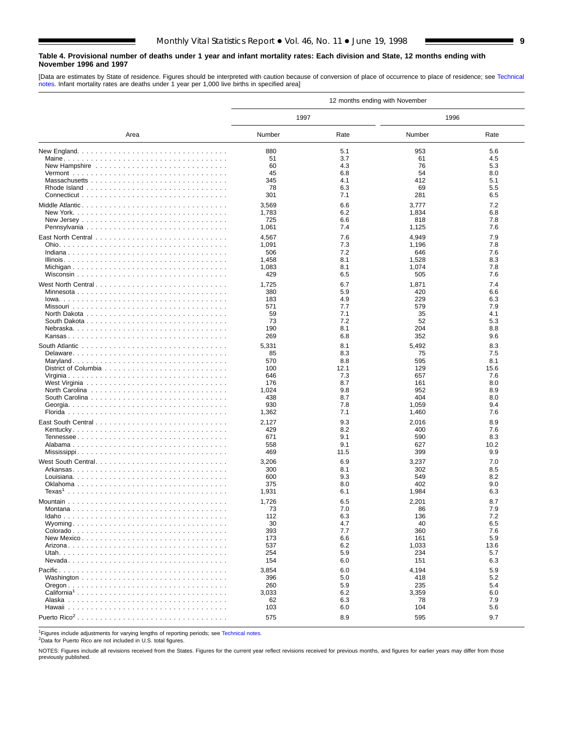**Table 4. Provisional number of deaths under 1 year and infant mortality rates: Each division and State, 12 months ending with November 1996 and 1997**

[Data are estimates by State of residence. Figures should be interpreted with caution because of conversion of place of occurrence to place of residence; see Technical notes. Infant mortality rates are deaths under 1 year per 1,000 live births in specified area]

| Area | 12 months ending with November | | | |
|---|---|---|---|---|
| | 1997 | | 1996 | |
| | Number | Rate | Number | Rate |
| New England | 880 | 5.1 | 953 | 5.6 |
| Maine | 51 | 3.7 | 61 | 4.5 |
| New Hampshire | 60 | 4.3 | 76 | 5.3 |
| Vermont | 45 | 6.8 | 54 | 8.0 |
| Massachusetts | 345 | 4.1 | 412 | 5.1 |
| Rhode Island | 78 | 6.3 | 69 | 5.5 |
| Connecticut | 301 | 7.1 | 281 | 6.5 |
| Middle Atlantic | 3,569 | 6.6 | 3,777 | 7.2 |
| New York | 1,783 | 6.2 | 1,834 | 6.8 |
| New Jersey | 725 | 6.6 | 818 | 7.8 |
| Pennsylvania | 1,061 | 7.4 | 1,125 | 7.6 |
| East North Central | 4,567 | 7.6 | 4,949 | 7.9 |
| Ohio | 1,091 | 7.3 | 1,196 | 7.8 |
| Indiana | 506 | 7.2 | 646 | 7.6 |
| Illinois | 1,458 | 8.1 | 1,528 | 8.3 |
| Michigan | 1,083 | 8.1 | 1,074 | 7.8 |
| Wisconsin | 429 | 6.5 | 505 | 7.6 |
| West North Central | 1,725 | 6.7 | 1,871 | 7.4 |
| Minnesota | 380 | 5.9 | 420 | 6.6 |
| Iowa | 183 | 4.9 | 229 | 6.3 |
| Missouri | 571 | 7.7 | 579 | 7.9 |
| North Dakota | 59 | 7.1 | 35 | 4.1 |
| South Dakota | 73 | 7.2 | 52 | 5.3 |
| Nebraska | 190 | 8.1 | 204 | 8.8 |
| Kansas | 269 | 6.8 | 352 | 9.6 |
| South Atlantic | 5,331 | 8.1 | 5,492 | 8.3 |
| Delaware | 85 | 8.3 | 75 | 7.5 |
| Maryland | 570 | 8.8 | 595 | 8.1 |
| District of Columbia | 100 | 12.1 | 129 | 15.6 |
| Virginia | 646 | 7.3 | 657 | 7.6 |
| West Virginia | 176 | 8.7 | 161 | 8.0 |
| North Carolina | 1,024 | 9.8 | 952 | 8.9 |
| South Carolina | 438 | 8.7 | 404 | 8.0 |
| Georgia | 930 | 7.8 | 1,059 | 9.4 |
| Florida | 1,362 | 7.1 | 1,460 | 7.6 |
| East South Central | 2,127 | 9.3 | 2,016 | 8.9 |
| Kentucky | 429 | 8.2 | 400 | 7.6 |
| Tennessee | 671 | 9.1 | 590 | 8.3 |
| Alabama | 558 | 9.1 | 627 | 10.2 |
| Mississippi | 469 | 11.5 | 399 | 9.9 |
| West South Central | 3,206 | 6.9 | 3,237 | 7.0 |
| Arkansas | 300 | 8.1 | 302 | 8.5 |
| Louisiana | 600 | 9.3 | 549 | 8.2 |
| Oklahoma | 375 | 8.0 | 402 | 9.0 |
| Texas[1] | 1,931 | 6.1 | 1,984 | 6.3 |
| Mountain | 1,726 | 6.5 | 2,201 | 8.7 |
| Montana | 73 | 7.0 | 86 | 7.9 |
| Idaho | 112 | 6.3 | 136 | 7.2 |
| Wyoming | 30 | 4.7 | 40 | 6.5 |
| Colorado | 393 | 7.7 | 360 | 7.6 |
| New Mexico | 173 | 6.6 | 161 | 5.9 |
| Arizona | 537 | 6.2 | 1,033 | 13.6 |
| Utah | 254 | 5.9 | 234 | 5.7 |
| Nevada | 154 | 6.0 | 151 | 6.3 |
| Pacific | 3,854 | 6.0 | 4,194 | 5.9 |
| Washington | 396 | 5.0 | 418 | 5.2 |
| Oregon | 260 | 5.9 | 235 | 5.4 |
| California[1] | 3,033 | 6.2 | 3,359 | 6.0 |
| Alaska | 62 | 6.3 | 78 | 7.9 |
| Hawaii | 103 | 6.0 | 104 | 5.6 |
| Puerto Rico[2] | 575 | 8.9 | 595 | 9.7 |

[1]Figures include adjustments for varying lengths of reporting periods; see Technical notes.
[2]Data for Puerto Rico are not included in U.S. total figures.

NOTES: Figures include all revisions received from the States. Figures for the current year reflect revisions received for previous months, and figures for earlier years may differ from those previously published.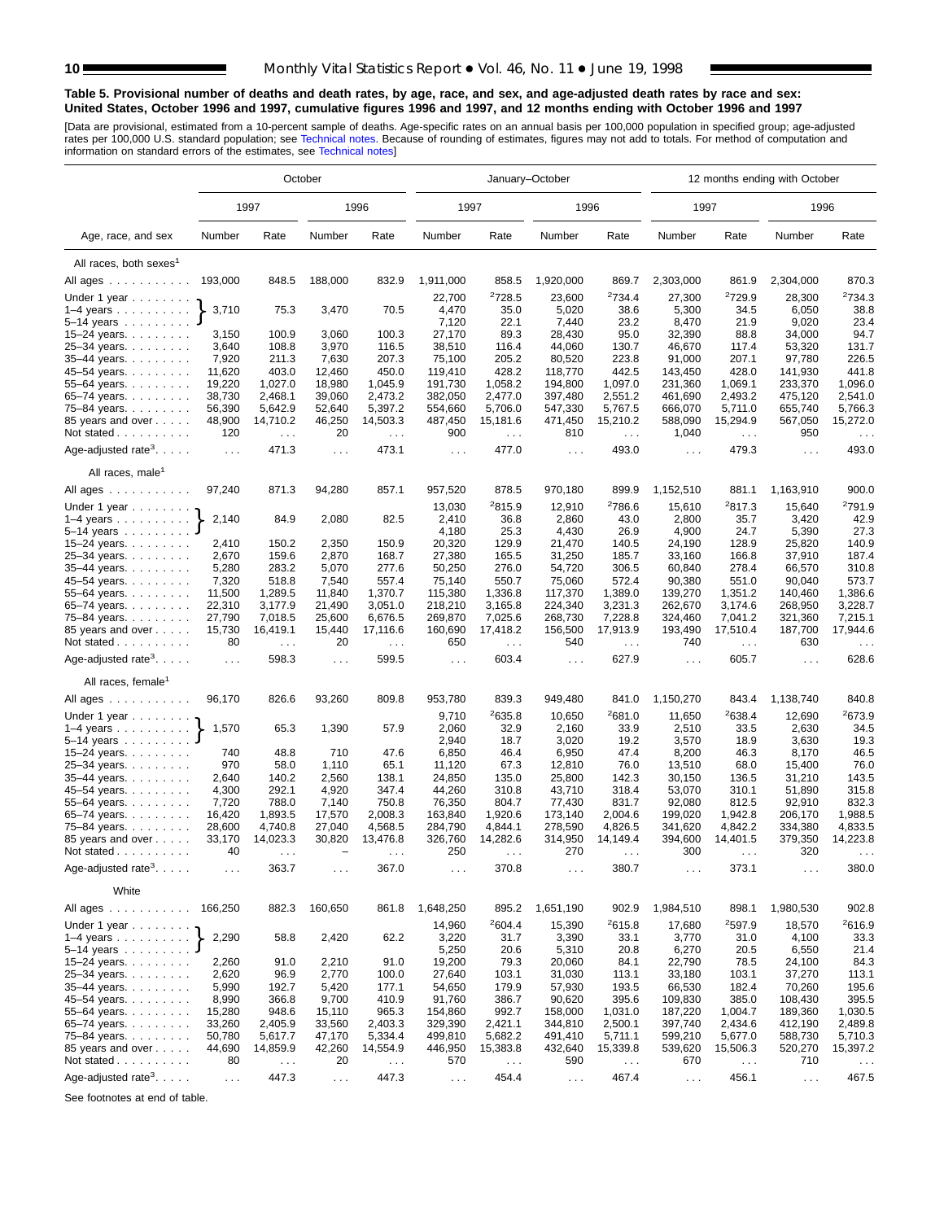**Table 5. Provisional number of deaths and death rates, by age, race, and sex, and age-adjusted death rates by race and sex: United States, October 1996 and 1997, cumulative figures 1996 and 1997, and 12 months ending with October 1996 and 1997**

[Data are provisional, estimated from a 10-percent sample of deaths. Age-specific rates on an annual basis per 100,000 population in specified group; age-adjusted rates per 100,000 U.S. standard population; see Technical notes. Because of rounding of estimates, figures may not add to totals. For method of computation and information on standard errors of the estimates, see Technical notes]

| Age, race, and sex | October | | | | January–October | | | | 12 months ending with October | | | |
|---|---|---|---|---|---|---|---|---|---|---|---|---|
| | 1997 | | 1996 | | 1997 | | 1996 | | 1997 | | 1996 | |
| | Number | Rate | Number | Rate | Number | Rate | Number | Rate | Number | Rate | Number | Rate |
| **All races, both sexes[1]** | | | | | | | | | | | | |
| All ages | 193,000 | 848.5 | 188,000 | 832.9 | 1,911,000 | 858.5 | 1,920,000 | 869.7 | 2,303,000 | 861.9 | 2,304,000 | 870.3 |
| Under 1 year | 3,710 | 75.3 | 3,470 | 70.5 | 22,700 | [2]728.5 | 23,600 | [2]734.4 | 27,300 | [2]729.9 | 28,300 | [2]734.3 |
| 1–4 years | | | | | 4,470 | 35.0 | 5,020 | 38.6 | 5,300 | 34.5 | 6,050 | 38.8 |
| 5–14 years | | | | | 7,120 | 22.1 | 7,440 | 23.2 | 8,470 | 21.9 | 9,020 | 23.4 |
| 15–24 years | 3,150 | 100.9 | 3,060 | 100.3 | 27,170 | 89.3 | 28,430 | 95.0 | 32,390 | 88.8 | 34,000 | 94.7 |
| 25–34 years | 3,640 | 108.8 | 3,970 | 116.5 | 38,510 | 116.4 | 44,060 | 130.7 | 46,670 | 117.4 | 53,320 | 131.7 |
| 35–44 years | 7,920 | 211.3 | 7,630 | 207.3 | 75,100 | 205.2 | 80,520 | 223.8 | 91,000 | 207.1 | 97,780 | 226.5 |
| 45–54 years | 11,620 | 403.0 | 12,460 | 450.0 | 119,410 | 428.2 | 118,770 | 442.5 | 143,450 | 428.0 | 141,930 | 441.8 |
| 55–64 years | 19,220 | 1,027.0 | 18,980 | 1,045.9 | 191,730 | 1,058.2 | 194,800 | 1,097.0 | 231,360 | 1,069.1 | 233,370 | 1,096.0 |
| 65–74 years | 38,730 | 2,468.1 | 39,060 | 2,473.2 | 382,050 | 2,477.0 | 397,480 | 2,551.2 | 461,690 | 2,493.2 | 475,120 | 2,541.0 |
| 75–84 years | 56,390 | 5,642.9 | 52,640 | 5,397.2 | 554,660 | 5,706.0 | 547,330 | 5,767.5 | 666,070 | 5,711.0 | 655,740 | 5,766.3 |
| 85 years and over | 48,900 | 14,710.2 | 46,250 | 14,503.3 | 487,450 | 15,181.6 | 471,450 | 15,210.2 | 588,090 | 15,294.9 | 567,050 | 15,272.0 |
| Not stated | 120 | . . . | 20 | . . . | 900 | . . . | 810 | . . . | 1,040 | . . . | 950 | . . . |
| Age-adjusted rate[3] | . . . | 471.3 | . . . | 473.1 | . . . | 477.0 | . . . | 493.0 | . . . | 479.3 | . . . | 493.0 |
| **All races, male[1]** | | | | | | | | | | | | |
| All ages | 97,240 | 871.3 | 94,280 | 857.1 | 957,520 | 878.5 | 970,180 | 899.9 | 1,152,510 | 881.1 | 1,163,910 | 900.0 |
| Under 1 year | 2,140 | 84.9 | 2,080 | 82.5 | 13,030 | [2]815.9 | 12,910 | [2]786.6 | 15,610 | [2]817.3 | 15,640 | [2]791.9 |
| 1–4 years | | | | | 2,410 | 36.8 | 2,860 | 43.0 | 2,800 | 35.7 | 3,420 | 42.9 |
| 5–14 years | | | | | 4,180 | 25.3 | 4,430 | 26.9 | 4,900 | 24.7 | 5,390 | 27.3 |
| 15–24 years | 2,410 | 150.2 | 2,350 | 150.9 | 20,320 | 129.9 | 21,470 | 140.5 | 24,190 | 128.9 | 25,820 | 140.9 |
| 25–34 years | 2,670 | 159.6 | 2,870 | 168.7 | 27,380 | 165.5 | 31,250 | 185.7 | 33,160 | 166.8 | 37,910 | 187.4 |
| 35–44 years | 5,280 | 283.2 | 5,070 | 277.6 | 50,250 | 276.0 | 54,720 | 306.5 | 60,840 | 278.4 | 66,570 | 310.8 |
| 45–54 years | 7,320 | 518.8 | 7,540 | 557.4 | 75,140 | 550.7 | 75,060 | 572.4 | 90,380 | 551.0 | 90,040 | 573.7 |
| 55–64 years | 11,500 | 1,289.5 | 11,840 | 1,370.7 | 115,380 | 1,336.8 | 117,370 | 1,389.0 | 139,270 | 1,351.2 | 140,460 | 1,386.6 |
| 65–74 years | 22,310 | 3,177.9 | 21,490 | 3,051.0 | 218,210 | 3,165.8 | 224,340 | 3,231.3 | 262,670 | 3,174.6 | 268,950 | 3,228.7 |
| 75–84 years | 27,790 | 7,018.5 | 25,600 | 6,676.5 | 269,870 | 7,025.6 | 268,730 | 7,228.8 | 324,460 | 7,041.2 | 321,360 | 7,215.1 |
| 85 years and over | 15,730 | 16,419.1 | 15,440 | 17,116.6 | 160,690 | 17,418.2 | 156,500 | 17,913.9 | 193,490 | 17,510.4 | 187,700 | 17,944.6 |
| Not stated | 80 | . . . | 20 | . . . | 650 | . . . | 540 | . . . | 740 | . . . | 630 | . . . |
| Age-adjusted rate[3] | . . . | 598.3 | . . . | 599.5 | . . . | 603.4 | . . . | 627.9 | . . . | 605.7 | . . . | 628.6 |
| **All races, female[1]** | | | | | | | | | | | | |
| All ages | 96,170 | 826.6 | 93,260 | 809.8 | 953,780 | 839.3 | 949,480 | 841.0 | 1,150,270 | 843.4 | 1,138,740 | 840.8 |
| Under 1 year | 1,570 | 65.3 | 1,390 | 57.9 | 9,710 | [2]635.8 | 10,650 | [2]681.0 | 11,650 | [2]638.4 | 12,690 | [2]673.9 |
| 1–4 years | | | | | 2,060 | 32.9 | 2,160 | 33.9 | 2,510 | 33.5 | 2,630 | 34.5 |
| 5–14 years | | | | | 2,940 | 18.7 | 3,020 | 19.2 | 3,570 | 18.9 | 3,630 | 19.3 |
| 15–24 years | 740 | 48.8 | 710 | 47.6 | 6,850 | 46.4 | 6,950 | 47.4 | 8,200 | 46.3 | 8,170 | 46.5 |
| 25–34 years | 970 | 58.0 | 1,110 | 65.1 | 11,120 | 67.3 | 12,810 | 76.0 | 13,510 | 68.0 | 15,400 | 76.0 |
| 35–44 years | 2,640 | 140.2 | 2,560 | 138.1 | 24,850 | 135.0 | 25,800 | 142.3 | 30,150 | 136.5 | 31,210 | 143.5 |
| 45–54 years | 4,300 | 292.1 | 4,920 | 347.4 | 44,260 | 310.8 | 43,710 | 318.4 | 53,070 | 310.1 | 51,890 | 315.8 |
| 55–64 years | 7,720 | 788.0 | 7,140 | 750.8 | 76,350 | 804.7 | 77,430 | 831.7 | 92,080 | 812.5 | 92,910 | 832.3 |
| 65–74 years | 16,420 | 1,893.5 | 17,570 | 2,008.3 | 163,840 | 1,920.6 | 173,140 | 2,004.6 | 199,020 | 1,942.8 | 206,170 | 1,988.5 |
| 75–84 years | 28,600 | 4,740.8 | 27,040 | 4,568.5 | 284,790 | 4,844.1 | 278,590 | 4,826.5 | 341,620 | 4,842.2 | 334,380 | 4,833.5 |
| 85 years and over | 33,170 | 14,023.3 | 30,820 | 13,476.8 | 326,760 | 14,282.6 | 314,950 | 14,149.4 | 394,600 | 14,401.5 | 379,350 | 14,223.8 |
| Not stated | 40 | . . . | – | . . . | 250 | . . . | 270 | . . . | 300 | . . . | 320 | . . . |
| Age-adjusted rate[3] | . . . | 363.7 | . . . | 367.0 | . . . | 370.8 | . . . | 380.7 | . . . | 373.1 | . . . | 380.0 |
| **White** | | | | | | | | | | | | |
| All ages | 166,250 | 882.3 | 160,650 | 861.8 | 1,648,250 | 895.2 | 1,651,190 | 902.9 | 1,984,510 | 898.1 | 1,980,530 | 902.8 |
| Under 1 year | 2,290 | 58.8 | 2,420 | 62.2 | 14,960 | [2]604.4 | 15,390 | [2]615.8 | 17,680 | [2]597.9 | 18,570 | [2]616.9 |
| 1–4 years | | | | | 3,220 | 31.7 | 3,390 | 33.1 | 3,770 | 31.0 | 4,100 | 33.3 |
| 5–14 years | | | | | 5,250 | 20.6 | 5,310 | 20.8 | 6,270 | 20.5 | 6,550 | 21.4 |
| 15–24 years | 2,260 | 91.0 | 2,210 | 91.0 | 19,200 | 79.3 | 20,060 | 84.1 | 22,790 | 78.5 | 24,100 | 84.3 |
| 25–34 years | 2,620 | 96.9 | 2,770 | 100.0 | 27,640 | 103.1 | 31,030 | 113.1 | 33,180 | 103.1 | 37,270 | 113.1 |
| 35–44 years | 5,990 | 192.7 | 5,420 | 177.1 | 54,650 | 179.9 | 57,930 | 193.5 | 66,530 | 182.4 | 70,260 | 195.6 |
| 45–54 years | 8,990 | 366.8 | 9,700 | 410.9 | 91,760 | 386.7 | 90,620 | 395.6 | 109,830 | 385.0 | 108,430 | 395.5 |
| 55–64 years | 15,280 | 948.6 | 15,110 | 965.3 | 154,860 | 992.7 | 158,000 | 1,031.0 | 187,220 | 1,004.7 | 189,360 | 1,030.5 |
| 65–74 years | 33,260 | 2,405.9 | 33,560 | 2,403.3 | 329,390 | 2,421.1 | 344,810 | 2,500.1 | 397,740 | 2,434.6 | 412,190 | 2,489.8 |
| 75–84 years | 50,780 | 5,617.7 | 47,170 | 5,334.4 | 499,810 | 5,682.2 | 491,410 | 5,711.1 | 599,210 | 5,677.0 | 588,730 | 5,710.3 |
| 85 years and over | 44,690 | 14,859.9 | 42,260 | 14,554.9 | 446,950 | 15,383.8 | 432,640 | 15,339.8 | 539,620 | 15,506.3 | 520,270 | 15,397.2 |
| Not stated | 80 | . . . | 20 | . . . | 570 | . . . | 590 | . . . | 670 | . . . | 710 | . . . |
| Age-adjusted rate[3] | . . . | 447.3 | . . . | 447.3 | . . . | 454.4 | . . . | 467.4 | . . . | 456.1 | . . . | 467.5 |

Note: For October, the figures shown in the "Under 1 year" rows cover the combined age group Under 1 year, 1–4 years, and 5–14 years.

See footnotes at end of table.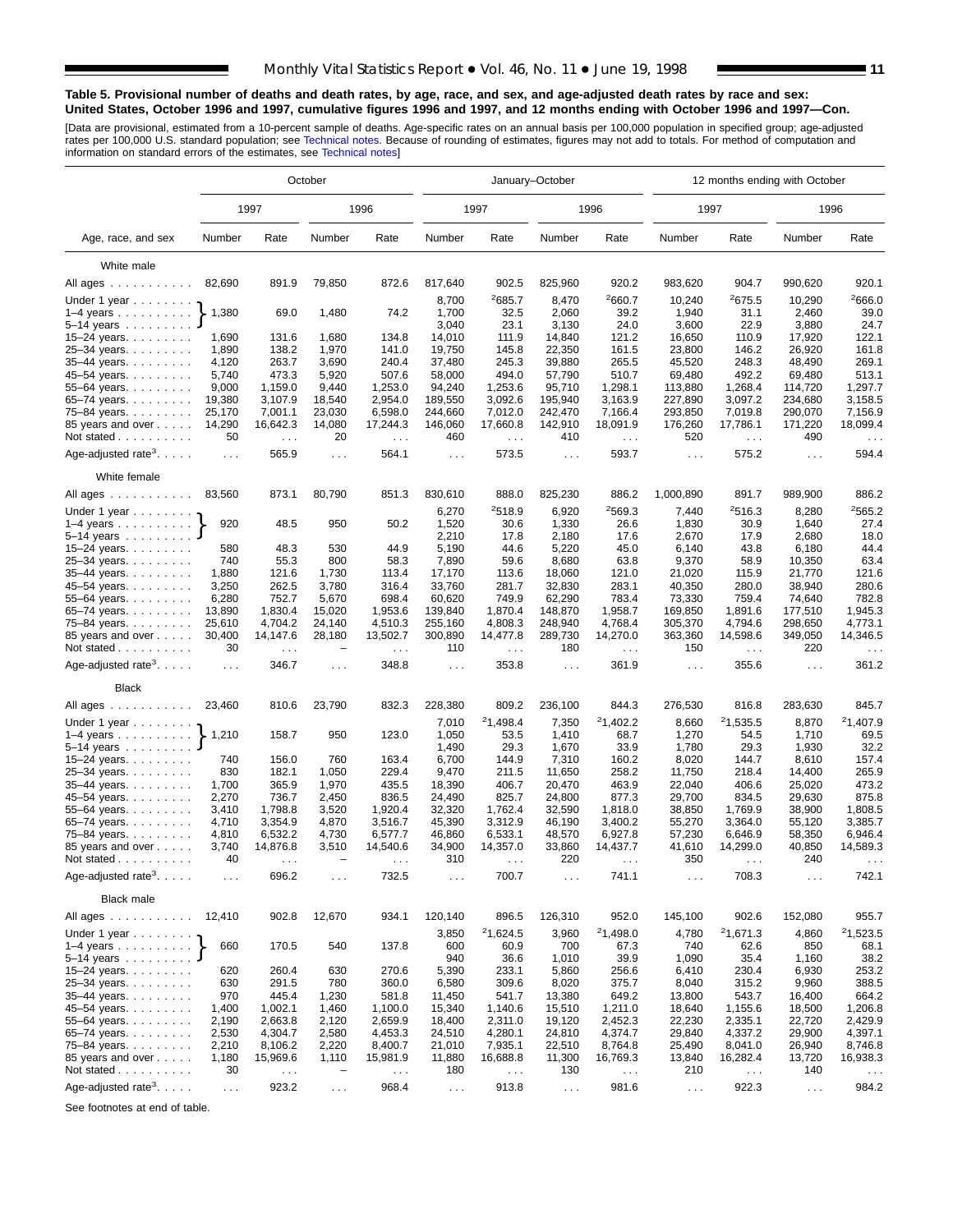**Table 5. Provisional number of deaths and death rates, by age, race, and sex, and age-adjusted death rates by race and sex: United States, October 1996 and 1997, cumulative figures 1996 and 1997, and 12 months ending with October 1996 and 1997—Con.**

[Data are provisional, estimated from a 10-percent sample of deaths. Age-specific rates on an annual basis per 100,000 population in specified group; age-adjusted rates per 100,000 U.S. standard population; see Technical notes. Because of rounding of estimates, figures may not add to totals. For method of computation and information on standard errors of the estimates, see Technical notes]

| Age, race, and sex | October | | | | January–October | | | | 12 months ending with October | | | |
|---|---|---|---|---|---|---|---|---|---|---|---|---|
| | 1997 | | 1996 | | 1997 | | 1996 | | 1997 | | 1996 | |
| | Number | Rate | Number | Rate | Number | Rate | Number | Rate | Number | Rate | Number | Rate |
| **White male** | | | | | | | | | | | | |
| All ages | 82,690 | 891.9 | 79,850 | 872.6 | 817,640 | 902.5 | 825,960 | 920.2 | 983,620 | 904.7 | 990,620 | 920.1 |
| Under 1 year | 1,380 | 69.0 | 1,480 | 74.2 | 8,700 | [2]685.7 | 8,470 | [2]660.7 | 10,240 | [2]675.5 | 10,290 | [2]666.0 |
| 1–4 years | | | | | 1,700 | 32.5 | 2,060 | 39.2 | 1,940 | 31.1 | 2,460 | 39.0 |
| 5–14 years | | | | | 3,040 | 23.1 | 3,130 | 24.0 | 3,600 | 22.9 | 3,880 | 24.7 |
| 15–24 years | 1,690 | 131.6 | 1,680 | 134.8 | 14,010 | 111.9 | 14,840 | 121.2 | 16,650 | 110.9 | 17,920 | 122.1 |
| 25–34 years | 1,890 | 138.2 | 1,970 | 141.0 | 19,750 | 145.8 | 22,350 | 161.5 | 23,800 | 146.2 | 26,920 | 161.8 |
| 35–44 years | 4,120 | 263.7 | 3,690 | 240.4 | 37,480 | 245.3 | 39,880 | 265.5 | 45,520 | 248.3 | 48,490 | 269.1 |
| 45–54 years | 5,740 | 473.3 | 5,920 | 507.6 | 58,000 | 494.0 | 57,790 | 510.7 | 69,480 | 492.2 | 69,480 | 513.1 |
| 55–64 years | 9,000 | 1,159.0 | 9,440 | 1,253.0 | 94,240 | 1,253.6 | 95,710 | 1,298.1 | 113,880 | 1,268.4 | 114,720 | 1,297.7 |
| 65–74 years | 19,380 | 3,107.9 | 18,540 | 2,954.0 | 189,550 | 3,092.6 | 195,940 | 3,163.9 | 227,890 | 3,097.2 | 234,680 | 3,158.5 |
| 75–84 years | 25,170 | 7,001.1 | 23,030 | 6,598.0 | 244,660 | 7,012.0 | 242,470 | 7,166.4 | 293,850 | 7,019.8 | 290,070 | 7,156.9 |
| 85 years and over | 14,290 | 16,642.3 | 14,080 | 17,244.3 | 146,060 | 17,660.8 | 142,910 | 18,091.9 | 176,260 | 17,786.1 | 171,220 | 18,099.4 |
| Not stated | 50 | . . . | 20 | . . . | 460 | . . . | 410 | . . . | 520 | . . . | 490 | . . . |
| Age-adjusted rate[3] | . . . | 565.9 | . . . | 564.1 | . . . | 573.5 | . . . | 593.7 | . . . | 575.2 | . . . | 594.4 |
| **White female** | | | | | | | | | | | | |
| All ages | 83,560 | 873.1 | 80,790 | 851.3 | 830,610 | 888.0 | 825,230 | 886.2 | 1,000,890 | 891.7 | 989,900 | 886.2 |
| Under 1 year | 920 | 48.5 | 950 | 50.2 | 6,270 | [2]518.9 | 6,920 | [2]569.3 | 7,440 | [2]516.3 | 8,280 | [2]565.2 |
| 1–4 years | | | | | 1,520 | 30.6 | 1,330 | 26.6 | 1,830 | 30.9 | 1,640 | 27.4 |
| 5–14 years | | | | | 2,210 | 17.8 | 2,180 | 17.6 | 2,670 | 17.9 | 2,680 | 18.0 |
| 15–24 years | 580 | 48.3 | 530 | 44.9 | 5,190 | 44.6 | 5,220 | 45.0 | 6,140 | 43.8 | 6,180 | 44.4 |
| 25–34 years | 740 | 55.3 | 800 | 58.3 | 7,890 | 59.6 | 8,680 | 63.8 | 9,370 | 58.9 | 10,350 | 63.4 |
| 35–44 years | 1,880 | 121.6 | 1,730 | 113.4 | 17,170 | 113.6 | 18,060 | 121.0 | 21,020 | 115.9 | 21,770 | 121.6 |
| 45–54 years | 3,250 | 262.5 | 3,780 | 316.4 | 33,760 | 281.7 | 32,830 | 283.1 | 40,350 | 280.0 | 38,940 | 280.6 |
| 55–64 years | 6,280 | 752.7 | 5,670 | 698.4 | 60,620 | 749.9 | 62,290 | 783.4 | 73,330 | 759.4 | 74,640 | 782.8 |
| 65–74 years | 13,890 | 1,830.4 | 15,020 | 1,953.6 | 139,840 | 1,870.4 | 148,870 | 1,958.7 | 169,850 | 1,891.6 | 177,510 | 1,945.3 |
| 75–84 years | 25,610 | 4,704.2 | 24,140 | 4,510.3 | 255,160 | 4,808.3 | 248,940 | 4,768.4 | 305,370 | 4,794.6 | 298,650 | 4,773.1 |
| 85 years and over | 30,400 | 14,147.6 | 28,180 | 13,502.7 | 300,890 | 14,477.8 | 289,730 | 14,270.0 | 363,360 | 14,598.6 | 349,050 | 14,346.5 |
| Not stated | 30 | . . . | – | . . . | 110 | . . . | 180 | . . . | 150 | . . . | 220 | . . . |
| Age-adjusted rate[3] | . . . | 346.7 | . . . | 348.8 | . . . | 353.8 | . . . | 361.9 | . . . | 355.6 | . . . | 361.2 |
| **Black** | | | | | | | | | | | | |
| All ages | 23,460 | 810.6 | 23,790 | 832.3 | 228,380 | 809.2 | 236,100 | 844.3 | 276,530 | 816.8 | 283,630 | 845.7 |
| Under 1 year | 1,210 | 158.7 | 950 | 123.0 | 7,010 | [2]1,498.4 | 7,350 | [2]1,402.2 | 8,660 | [2]1,535.5 | 8,870 | [2]1,407.9 |
| 1–4 years | | | | | 1,050 | 53.5 | 1,410 | 68.7 | 1,270 | 54.5 | 1,710 | 69.5 |
| 5–14 years | | | | | 1,490 | 29.3 | 1,670 | 33.9 | 1,780 | 29.3 | 1,930 | 32.2 |
| 15–24 years | 740 | 156.0 | 760 | 163.4 | 6,700 | 144.9 | 7,310 | 160.2 | 8,020 | 144.7 | 8,610 | 157.4 |
| 25–34 years | 830 | 182.1 | 1,050 | 229.4 | 9,470 | 211.5 | 11,650 | 258.2 | 11,750 | 218.4 | 14,400 | 265.9 |
| 35–44 years | 1,700 | 365.9 | 1,970 | 435.5 | 18,390 | 406.7 | 20,470 | 463.9 | 22,040 | 406.6 | 25,020 | 473.2 |
| 45–54 years | 2,270 | 736.7 | 2,450 | 836.5 | 24,490 | 825.7 | 24,800 | 877.3 | 29,700 | 834.5 | 29,630 | 875.8 |
| 55–64 years | 3,410 | 1,798.8 | 3,520 | 1,920.4 | 32,320 | 1,762.4 | 32,590 | 1,818.0 | 38,850 | 1,769.9 | 38,900 | 1,808.5 |
| 65–74 years | 4,710 | 3,354.9 | 4,870 | 3,516.7 | 45,390 | 3,312.9 | 46,190 | 3,400.2 | 55,270 | 3,364.0 | 55,120 | 3,385.7 |
| 75–84 years | 4,810 | 6,532.2 | 4,730 | 6,577.7 | 46,860 | 6,533.1 | 48,570 | 6,927.8 | 57,230 | 6,646.9 | 58,350 | 6,946.4 |
| 85 years and over | 3,740 | 14,876.8 | 3,510 | 14,540.6 | 34,900 | 14,357.0 | 33,860 | 14,437.7 | 41,610 | 14,299.0 | 40,850 | 14,589.3 |
| Not stated | 40 | . . . | – | . . . | 310 | . . . | 220 | . . . | 350 | . . . | 240 | . . . |
| Age-adjusted rate[3] | . . . | 696.2 | . . . | 732.5 | . . . | 700.7 | . . . | 741.1 | . . . | 708.3 | . . . | 742.1 |
| **Black male** | | | | | | | | | | | | |
| All ages | 12,410 | 902.8 | 12,670 | 934.1 | 120,140 | 896.5 | 126,310 | 952.0 | 145,100 | 902.6 | 152,080 | 955.7 |
| Under 1 year | 660 | 170.5 | 540 | 137.8 | 3,850 | [2]1,624.5 | 3,960 | [2]1,498.0 | 4,780 | [2]1,671.3 | 4,860 | [2]1,523.5 |
| 1–4 years | | | | | 600 | 60.9 | 700 | 67.3 | 740 | 62.6 | 850 | 68.1 |
| 5–14 years | | | | | 940 | 36.6 | 1,010 | 39.9 | 1,090 | 35.4 | 1,160 | 38.2 |
| 15–24 years | 620 | 260.4 | 630 | 270.6 | 5,390 | 233.1 | 5,860 | 256.6 | 6,410 | 230.4 | 6,930 | 253.2 |
| 25–34 years | 630 | 291.5 | 780 | 360.0 | 6,580 | 309.6 | 8,020 | 375.7 | 8,040 | 315.2 | 9,960 | 388.5 |
| 35–44 years | 970 | 445.4 | 1,230 | 581.8 | 11,450 | 541.7 | 13,380 | 649.2 | 13,800 | 543.7 | 16,400 | 664.2 |
| 45–54 years | 1,400 | 1,002.1 | 1,460 | 1,100.0 | 15,340 | 1,140.6 | 15,510 | 1,211.0 | 18,640 | 1,155.6 | 18,500 | 1,206.8 |
| 55–64 years | 2,190 | 2,663.8 | 2,120 | 2,659.9 | 18,400 | 2,311.0 | 19,120 | 2,452.3 | 22,230 | 2,335.1 | 22,720 | 2,429.9 |
| 65–74 years | 2,530 | 4,304.7 | 2,580 | 4,453.3 | 24,510 | 4,280.1 | 24,810 | 4,374.7 | 29,840 | 4,337.2 | 29,900 | 4,397.1 |
| 75–84 years | 2,210 | 8,106.2 | 2,220 | 8,400.7 | 21,010 | 7,935.1 | 22,510 | 8,764.8 | 25,490 | 8,041.0 | 26,940 | 8,746.8 |
| 85 years and over | 1,180 | 15,969.6 | 1,110 | 15,981.9 | 11,880 | 16,688.8 | 11,300 | 16,769.3 | 13,840 | 16,282.4 | 13,720 | 16,938.3 |
| Not stated | 30 | . . . | – | . . . | 180 | . . . | 130 | . . . | 210 | . . . | 140 | . . . |
| Age-adjusted rate[3] | . . . | 923.2 | . . . | 968.4 | . . . | 913.8 | . . . | 981.6 | . . . | 922.3 | . . . | 984.2 |

Note: For October, the Number and Rate shown on the "Under 1 year" row in each group are a single combined figure for the bracketed ages Under 1 year, 1–4 years, and 5–14 years.

See footnotes at end of table.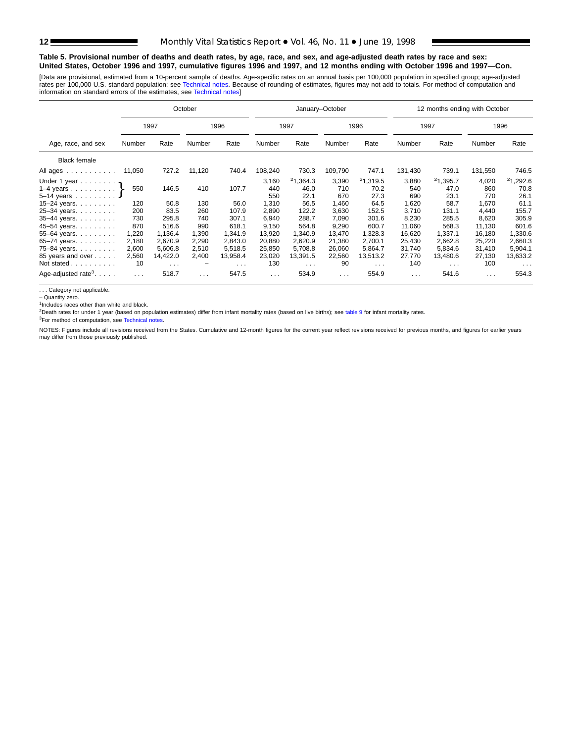**Table 5. Provisional number of deaths and death rates, by age, race, and sex, and age-adjusted death rates by race and sex: United States, October 1996 and 1997, cumulative figures 1996 and 1997, and 12 months ending with October 1996 and 1997—Con.**

[Data are provisional, estimated from a 10-percent sample of deaths. Age-specific rates on an annual basis per 100,000 population in specified group; age-adjusted rates per 100,000 U.S. standard population; see Technical notes. Because of rounding of estimates, figures may not add to totals. For method of computation and information on standard errors of the estimates, see Technical notes]

| Age, race, and sex | October | | | | January–October | | | | 12 months ending with October | | | |
|---|---|---|---|---|---|---|---|---|---|---|---|---|
| | 1997 | | 1996 | | 1997 | | 1996 | | 1997 | | 1996 | |
| | Number | Rate | Number | Rate | Number | Rate | Number | Rate | Number | Rate | Number | Rate |
| **Black female** | | | | | | | | | | | | |
| All ages | 11,050 | 727.2 | 11,120 | 740.4 | 108,240 | 730.3 | 109,790 | 747.1 | 131,430 | 739.1 | 131,550 | 746.5 |
| Under 1 year | 550 | 146.5 | 410 | 107.7 | 3,160 | [2]1,364.3 | 3,390 | [2]1,319.5 | 3,880 | [2]1,395.7 | 4,020 | [2]1,292.6 |
| 1–4 years | | | | | 440 | 46.0 | 710 | 70.2 | 540 | 47.0 | 860 | 70.8 |
| 5–14 years | | | | | 550 | 22.1 | 670 | 27.3 | 690 | 23.1 | 770 | 26.1 |
| 15–24 years | 120 | 50.8 | 130 | 56.0 | 1,310 | 56.5 | 1,460 | 64.5 | 1,620 | 58.7 | 1,670 | 61.1 |
| 25–34 years | 200 | 83.5 | 260 | 107.9 | 2,890 | 122.2 | 3,630 | 152.5 | 3,710 | 131.1 | 4,440 | 155.7 |
| 35–44 years | 730 | 295.8 | 740 | 307.1 | 6,940 | 288.7 | 7,090 | 301.6 | 8,230 | 285.5 | 8,620 | 305.9 |
| 45–54 years | 870 | 516.6 | 990 | 618.1 | 9,150 | 564.8 | 9,290 | 600.7 | 11,060 | 568.3 | 11,130 | 601.6 |
| 55–64 years | 1,220 | 1,136.4 | 1,390 | 1,341.9 | 13,920 | 1,340.9 | 13,470 | 1,328.3 | 16,620 | 1,337.1 | 16,180 | 1,330.6 |
| 65–74 years | 2,180 | 2,670.9 | 2,290 | 2,843.0 | 20,880 | 2,620.9 | 21,380 | 2,700.1 | 25,430 | 2,662.8 | 25,220 | 2,660.3 |
| 75–84 years | 2,600 | 5,606.8 | 2,510 | 5,518.5 | 25,850 | 5,708.8 | 26,060 | 5,864.7 | 31,740 | 5,834.6 | 31,410 | 5,904.1 |
| 85 years and over | 2,560 | 14,422.0 | 2,400 | 13,958.4 | 23,020 | 13,391.5 | 22,560 | 13,513.2 | 27,770 | 13,480.6 | 27,130 | 13,633.2 |
| Not stated | 10 | . . . | – | . . . | 130 | . . . | 90 | . . . | 140 | . . . | 100 | . . . |
| Age-adjusted rate[3] | . . . | 518.7 | . . . | 547.5 | . . . | 534.9 | . . . | 554.9 | . . . | 541.6 | . . . | 554.3 |

Note: In the October columns, a single figure is shown for the combined ages under 1 year through 5–14 years.

. . . Category not applicable.

– Quantity zero.

[1]Includes races other than white and black.

[2]Death rates for under 1 year (based on population estimates) differ from infant mortality rates (based on live births); see table 9 for infant mortality rates.

[3]For method of computation, see Technical notes.

NOTES: Figures include all revisions received from the States. Cumulative and 12-month figures for the current year reflect revisions received for previous months, and figures for earlier years may differ from those previously published.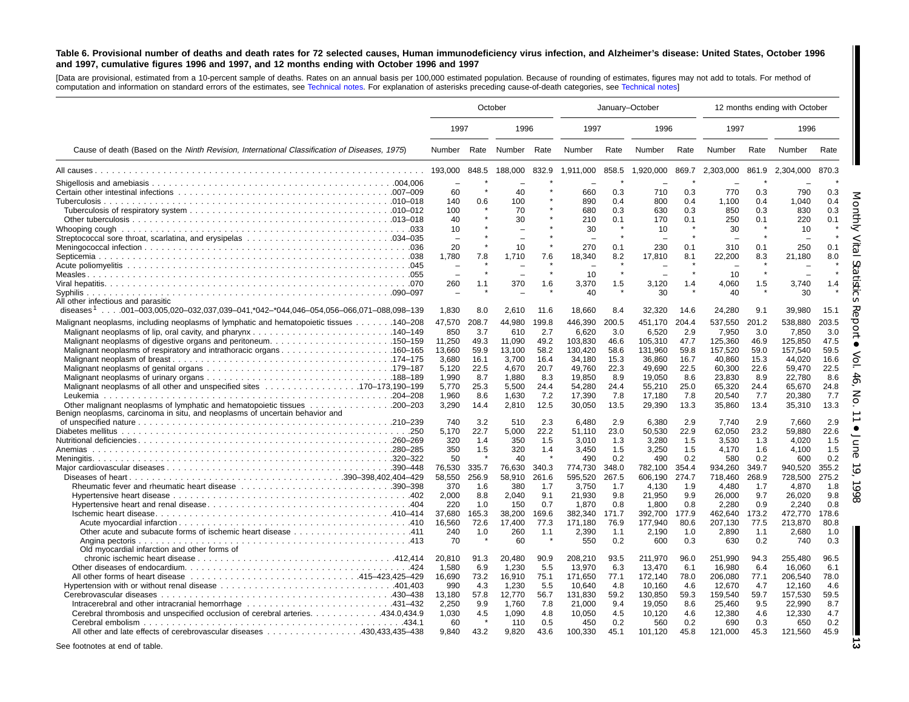**Table 6. Provisional number of deaths and death rates for 72 selected causes, Human immunodeficiency virus infection, and Alzheimer's disease: United States, October 1996 and 1997, cumulative figures 1996 and 1997, and 12 months ending with October 1996 and 1997**

[Data are provisional, estimated from a 10-percent sample of deaths. Rates on an annual basis per 100,000 estimated population. Because of rounding of estimates, figures may not add to totals. For method of computation and information on standard errors of the estimates, see Technical notes. For explanation of asterisks preceding cause-of-death categories, see Technical notes]

| Cause of death (Based on the *Ninth Revision, International Classification of Diseases, 1975*) | October | | | | January–October | | | | 12 months ending with October | | | |
|---|---|---|---|---|---|---|---|---|---|---|---|---|
| | 1997 | | 1996 | | 1997 | | 1996 | | 1997 | | 1996 | |
| | Number | Rate | Number | Rate | Number | Rate | Number | Rate | Number | Rate | Number | Rate |
| All causes | 193,000 | 848.5 | 188,000 | 832.9 | 1,911,000 | 858.5 | 1,920,000 | 869.7 | 2,303,000 | 861.9 | 2,304,000 | 870.3 |
| Shigellosis and amebiasis .004,006 | – | * | – | * | – | * | – | * | – | * | – | * |
| Certain other intestinal infections .007–009 | 60 | * | 40 | * | 660 | 0.3 | 710 | 0.3 | 770 | 0.3 | 790 | 0.3 |
| Tuberculosis .010–018 | 140 | 0.6 | 100 | * | 890 | 0.4 | 800 | 0.4 | 1,100 | 0.4 | 1,040 | 0.4 |
| Tuberculosis of respiratory system .010–012 | 100 | * | 70 | * | 680 | 0.3 | 630 | 0.3 | 850 | 0.3 | 830 | 0.3 |
| Other tuberculosis .013–018 | 40 | * | 30 | * | 210 | 0.1 | 170 | 0.1 | 250 | 0.1 | 220 | 0.1 |
| Whooping cough .033 | 10 | * | – | * | 30 | * | 10 | * | 30 | * | 10 | * |
| Streptococcal sore throat, scarlatina, and erysipelas .034–035 | – | * | – | * | – | * | – | * | – | * | – | * |
| Meningococcal infection .036 | 20 | * | 10 | * | 270 | 0.1 | 230 | 0.1 | 310 | 0.1 | 250 | 0.1 |
| Septicemia .038 | 1,780 | 7.8 | 1,710 | 7.6 | 18,340 | 8.2 | 17,810 | 8.1 | 22,200 | 8.3 | 21,180 | 8.0 |
| Acute poliomyelitis .045 | – | * | – | * | – | * | – | * | – | * | – | * |
| Measles .055 | – | * | – | * | 10 | * | – | * | 10 | * | – | * |
| Viral hepatitis .070 | 260 | 1.1 | 370 | 1.6 | 3,370 | 1.5 | 3,120 | 1.4 | 4,060 | 1.5 | 3,740 | 1.4 |
| Syphilis .090–097 | – | * | – | * | 40 | * | 30 | * | 40 | * | 30 | * |
| All other infectious and parasitic diseases[1] . . . .001–003,005,020–032,037,039–041,*042–*044,046–054,056–066,071–088,098–139 | 1,830 | 8.0 | 2,610 | 11.6 | 18,660 | 8.4 | 32,320 | 14.6 | 24,280 | 9.1 | 39,980 | 15.1 |
| Malignant neoplasms, including neoplasms of lymphatic and hematopoietic tissues .140–208 | 47,570 | 208.7 | 44,980 | 199.8 | 446,390 | 200.5 | 451,170 | 204.4 | 537,550 | 201.2 | 538,880 | 203.5 |
| Malignant neoplasms of lip, oral cavity, and pharynx .140–149 | 850 | 3.7 | 610 | 2.7 | 6,620 | 3.0 | 6,520 | 2.9 | 7,950 | 3.0 | 7,850 | 3.0 |
| Malignant neoplasms of digestive organs and peritoneum .150–159 | 11,250 | 49.3 | 11,090 | 49.2 | 103,830 | 46.6 | 105,310 | 47.7 | 125,360 | 46.9 | 125,850 | 47.5 |
| Malignant neoplasms of respiratory and intrathoracic organs .160–165 | 13,660 | 59.9 | 13,100 | 58.2 | 130,420 | 58.6 | 131,960 | 59.8 | 157,520 | 59.0 | 157,540 | 59.5 |
| Malignant neoplasm of breast .174–175 | 3,680 | 16.1 | 3,700 | 16.4 | 34,180 | 15.3 | 36,860 | 16.7 | 40,860 | 15.3 | 44,020 | 16.6 |
| Malignant neoplasms of genital organs .179–187 | 5,120 | 22.5 | 4,670 | 20.7 | 49,760 | 22.3 | 49,690 | 22.5 | 60,300 | 22.6 | 59,470 | 22.5 |
| Malignant neoplasms of urinary organs .188–189 | 1,990 | 8.7 | 1,880 | 8.3 | 19,850 | 8.9 | 19,050 | 8.6 | 23,830 | 8.9 | 22,780 | 8.6 |
| Malignant neoplasms of all other and unspecified sites .170–173,190–199 | 5,770 | 25.3 | 5,500 | 24.4 | 54,280 | 24.4 | 55,210 | 25.0 | 65,320 | 24.4 | 65,670 | 24.8 |
| Leukemia .204–208 | 1,960 | 8.6 | 1,630 | 7.2 | 17,390 | 7.8 | 17,180 | 7.8 | 20,540 | 7.7 | 20,380 | 7.7 |
| Other malignant neoplasms of lymphatic and hematopoietic tissues .200–203 | 3,290 | 14.4 | 2,810 | 12.5 | 30,050 | 13.5 | 29,390 | 13.3 | 35,860 | 13.4 | 35,310 | 13.3 |
| Benign neoplasms, carcinoma in situ, and neoplasms of uncertain behavior and of unspecified nature .210–239 | 740 | 3.2 | 510 | 2.3 | 6,480 | 2.9 | 6,380 | 2.9 | 7,740 | 2.9 | 7,660 | 2.9 |
| Diabetes mellitus .250 | 5,170 | 22.7 | 5,000 | 22.2 | 51,110 | 23.0 | 50,530 | 22.9 | 62,050 | 23.2 | 59,880 | 22.6 |
| Nutritional deficiencies .260–269 | 320 | 1.4 | 350 | 1.5 | 3,010 | 1.3 | 3,280 | 1.5 | 3,530 | 1.3 | 4,020 | 1.5 |
| Anemias .280–285 | 350 | 1.5 | 320 | 1.4 | 3,450 | 1.5 | 3,250 | 1.5 | 4,170 | 1.6 | 4,100 | 1.5 |
| Meningitis .320–322 | 50 | * | 40 | * | 490 | 0.2 | 490 | 0.2 | 580 | 0.2 | 600 | 0.2 |
| Major cardiovascular diseases .390–448 | 76,530 | 335.7 | 76,630 | 340.3 | 774,730 | 348.0 | 782,100 | 354.4 | 934,260 | 349.7 | 940,520 | 355.2 |
| Diseases of heart .390–398,402,404–429 | 58,550 | 256.9 | 58,910 | 261.6 | 595,520 | 267.5 | 606,190 | 274.7 | 718,460 | 268.9 | 728,500 | 275.2 |
| Rheumatic fever and rheumatic heart disease .390–398 | 370 | 1.6 | 380 | 1.7 | 3,750 | 1.7 | 4,130 | 1.9 | 4,480 | 1.7 | 4,870 | 1.8 |
| Hypertensive heart disease .402 | 2,000 | 8.8 | 2,040 | 9.1 | 21,930 | 9.8 | 21,950 | 9.9 | 26,000 | 9.7 | 26,020 | 9.8 |
| Hypertensive heart and renal disease .404 | 220 | 1.0 | 150 | 0.7 | 1,870 | 0.8 | 1,800 | 0.8 | 2,280 | 0.9 | 2,240 | 0.8 |
| Ischemic heart disease .410–414 | 37,680 | 165.3 | 38,200 | 169.6 | 382,340 | 171.7 | 392,700 | 177.9 | 462,640 | 173.2 | 472,770 | 178.6 |
| Acute myocardial infarction .410 | 16,560 | 72.6 | 17,400 | 77.3 | 171,180 | 76.9 | 177,940 | 80.6 | 207,130 | 77.5 | 213,870 | 80.8 |
| Other acute and subacute forms of ischemic heart disease .411 | 240 | 1.0 | 260 | 1.1 | 2,390 | 1.1 | 2,190 | 1.0 | 2,890 | 1.1 | 2,680 | 1.0 |
| Angina pectoris .413 | 70 | * | 60 | * | 550 | 0.2 | 600 | 0.3 | 630 | 0.2 | 740 | 0.3 |
| Old myocardial infarction and other forms of chronic ischemic heart disease .412,414 | 20,810 | 91.3 | 20,480 | 90.9 | 208,210 | 93.5 | 211,970 | 96.0 | 251,990 | 94.3 | 255,480 | 96.5 |
| Other diseases of endocardium .424 | 1,580 | 6.9 | 1,230 | 5.5 | 13,970 | 6.3 | 13,470 | 6.1 | 16,980 | 6.4 | 16,060 | 6.1 |
| All other forms of heart disease .415–423,425–429 | 16,690 | 73.2 | 16,910 | 75.1 | 171,650 | 77.1 | 172,140 | 78.0 | 206,080 | 77.1 | 206,540 | 78.0 |
| Hypertension with or without renal disease .401,403 | 990 | 4.3 | 1,230 | 5.5 | 10,640 | 4.8 | 10,160 | 4.6 | 12,670 | 4.7 | 12,160 | 4.6 |
| Cerebrovascular diseases .430–438 | 13,180 | 57.8 | 12,770 | 56.7 | 131,830 | 59.2 | 130,850 | 59.3 | 159,540 | 59.7 | 157,530 | 59.5 |
| Intracerebral and other intracranial hemorrhage .431–432 | 2,250 | 9.9 | 1,760 | 7.8 | 21,000 | 9.4 | 19,050 | 8.6 | 25,460 | 9.5 | 22,990 | 8.7 |
| Cerebral thrombosis and unspecified occlusion of cerebral arteries .434.0,434.9 | 1,030 | 4.5 | 1,090 | 4.8 | 10,050 | 4.5 | 10,120 | 4.6 | 12,380 | 4.6 | 12,330 | 4.7 |
| Cerebral embolism .434.1 | 60 | * | 110 | 0.5 | 450 | 0.2 | 560 | 0.2 | 690 | 0.3 | 650 | 0.2 |
| All other and late effects of cerebrovascular diseases .430,433,435–438 | 9,840 | 43.2 | 9,820 | 43.6 | 100,330 | 45.1 | 101,120 | 45.8 | 121,000 | 45.3 | 121,560 | 45.9 |

See footnotes at end of table.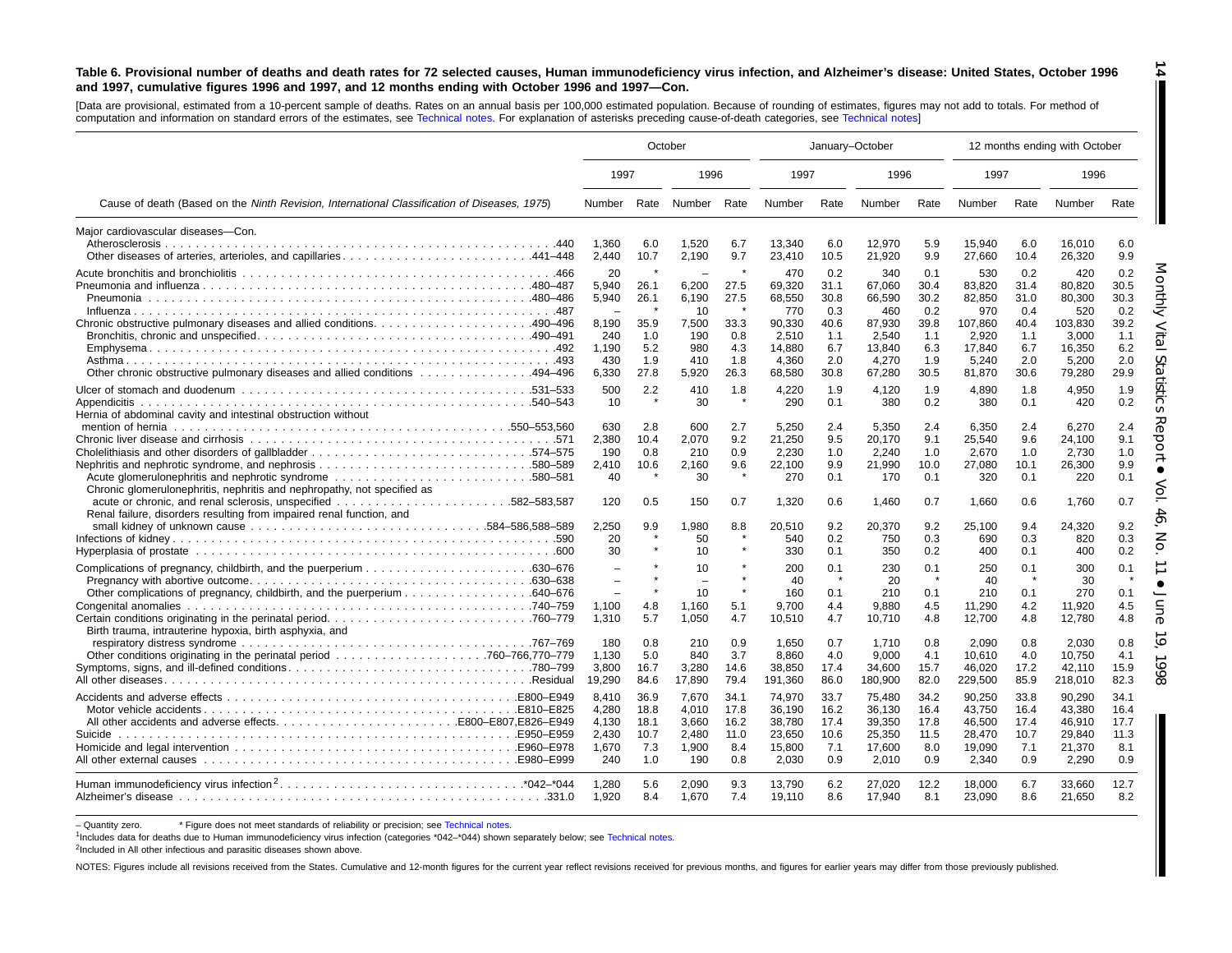**Table 6. Provisional number of deaths and death rates for 72 selected causes, Human immunodeficiency virus infection, and Alzheimer's disease: United States, October 1996 and 1997, cumulative figures 1996 and 1997, and 12 months ending with October 1996 and 1997—Con.**

[Data are provisional, estimated from a 10-percent sample of deaths. Rates on an annual basis per 100,000 estimated population. Because of rounding of estimates, figures may not add to totals. For method of computation and information on standard errors of the estimates, see Technical notes. For explanation of asterisks preceding cause-of-death categories, see Technical notes]

| Cause of death (Based on the *Ninth Revision, International Classification of Diseases, 1975*) | October | | | | January–October | | | | 12 months ending with October | | | |
|---|---|---|---|---|---|---|---|---|---|---|---|---|
| | 1997 | | 1996 | | 1997 | | 1996 | | 1997 | | 1996 | |
| | Number | Rate | Number | Rate | Number | Rate | Number | Rate | Number | Rate | Number | Rate |
| Major cardiovascular diseases—Con. | | | | | | | | | | | | |
| Atherosclerosis .440 | 1,360 | 6.0 | 1,520 | 6.7 | 13,340 | 6.0 | 12,970 | 5.9 | 15,940 | 6.0 | 16,010 | 6.0 |
| Other diseases of arteries, arterioles, and capillaries .441–448 | 2,440 | 10.7 | 2,190 | 9.7 | 23,410 | 10.5 | 21,920 | 9.9 | 27,660 | 10.4 | 26,320 | 9.9 |
| Acute bronchitis and bronchiolitis .466 | 20 | * | – | * | 470 | 0.2 | 340 | 0.1 | 530 | 0.2 | 420 | 0.2 |
| Pneumonia and influenza .480–487 | 5,940 | 26.1 | 6,200 | 27.5 | 69,320 | 31.1 | 67,060 | 30.4 | 83,820 | 31.4 | 80,820 | 30.5 |
| Pneumonia .480–486 | 5,940 | 26.1 | 6,190 | 27.5 | 68,550 | 30.8 | 66,590 | 30.2 | 82,850 | 31.0 | 80,300 | 30.3 |
| Influenza .487 | – | * | 10 | * | 770 | 0.3 | 460 | 0.2 | 970 | 0.4 | 520 | 0.2 |
| Chronic obstructive pulmonary diseases and allied conditions .490–496 | 8,190 | 35.9 | 7,500 | 33.3 | 90,330 | 40.6 | 87,930 | 39.8 | 107,860 | 40.4 | 103,830 | 39.2 |
| Bronchitis, chronic and unspecified .490–491 | 240 | 1.0 | 190 | 0.8 | 2,510 | 1.1 | 2,540 | 1.1 | 2,920 | 1.1 | 3,000 | 1.1 |
| Emphysema .492 | 1,190 | 5.2 | 980 | 4.3 | 14,880 | 6.7 | 13,840 | 6.3 | 17,840 | 6.7 | 16,350 | 6.2 |
| Asthma .493 | 430 | 1.9 | 410 | 1.8 | 4,360 | 2.0 | 4,270 | 1.9 | 5,240 | 2.0 | 5,200 | 2.0 |
| Other chronic obstructive pulmonary diseases and allied conditions .494–496 | 6,330 | 27.8 | 5,920 | 26.3 | 68,580 | 30.8 | 67,280 | 30.5 | 81,870 | 30.6 | 79,280 | 29.9 |
| Ulcer of stomach and duodenum .531–533 | 500 | 2.2 | 410 | 1.8 | 4,220 | 1.9 | 4,120 | 1.9 | 4,890 | 1.8 | 4,950 | 1.9 |
| Appendicitis .540–543 | 10 | * | 30 | * | 290 | 0.1 | 380 | 0.2 | 380 | 0.1 | 420 | 0.2 |
| Hernia of abdominal cavity and intestinal obstruction without mention of hernia .550–553,560 | 630 | 2.8 | 600 | 2.7 | 5,250 | 2.4 | 5,350 | 2.4 | 6,350 | 2.4 | 6,270 | 2.4 |
| Chronic liver disease and cirrhosis .571 | 2,380 | 10.4 | 2,070 | 9.2 | 21,250 | 9.5 | 20,170 | 9.1 | 25,540 | 9.6 | 24,100 | 9.1 |
| Cholelithiasis and other disorders of gallbladder .574–575 | 190 | 0.8 | 210 | 0.9 | 2,230 | 1.0 | 2,240 | 1.0 | 2,670 | 1.0 | 2,730 | 1.0 |
| Nephritis, nephrotic syndrome, and nephrosis .580–589 | 2,410 | 10.6 | 2,160 | 9.6 | 22,100 | 9.9 | 21,990 | 10.0 | 27,080 | 10.1 | 26,300 | 9.9 |
| Acute glomerulonephritis and nephrotic syndrome .580–581 | 40 | * | 30 | * | 270 | 0.1 | 170 | 0.1 | 320 | 0.1 | 220 | 0.1 |
| Chronic glomerulonephritis, nephritis and nephropathy, not specified as acute or chronic, and renal sclerosis, unspecified .582–583,587 | 120 | 0.5 | 150 | 0.7 | 1,320 | 0.6 | 1,460 | 0.7 | 1,660 | 0.6 | 1,760 | 0.7 |
| Renal failure, disorders resulting from impaired renal function, and small kidney of unknown cause .584–586,588–589 | 2,250 | 9.9 | 1,980 | 8.8 | 20,510 | 9.2 | 20,370 | 9.2 | 25,100 | 9.4 | 24,320 | 9.2 |
| Infections of kidney .590 | 20 | * | 50 | * | 540 | 0.2 | 750 | 0.3 | 690 | 0.3 | 820 | 0.3 |
| Hyperplasia of prostate .600 | 30 | * | 10 | * | 330 | 0.1 | 350 | 0.2 | 400 | 0.1 | 400 | 0.2 |
| Complications of pregnancy, childbirth, and the puerperium .630–676 | – | * | 10 | * | 200 | 0.1 | 230 | 0.1 | 250 | 0.1 | 300 | 0.1 |
| Pregnancy with abortive outcome .630–638 | – | * | – | * | 40 | * | 20 | * | 40 | * | 30 | * |
| Other complications of pregnancy, childbirth, and the puerperium .640–676 | – | * | 10 | * | 160 | 0.1 | 210 | 0.1 | 210 | 0.1 | 270 | 0.1 |
| Congenital anomalies .740–759 | 1,100 | 4.8 | 1,160 | 5.1 | 9,700 | 4.4 | 9,880 | 4.5 | 11,290 | 4.2 | 11,920 | 4.5 |
| Certain conditions originating in the perinatal period .760–779 | 1,310 | 5.7 | 1,050 | 4.7 | 10,510 | 4.7 | 10,710 | 4.8 | 12,700 | 4.8 | 12,780 | 4.8 |
| Birth trauma, intrauterine hypoxia, birth asphyxia, and respiratory distress syndrome .767–769 | 180 | 0.8 | 210 | 0.9 | 1,650 | 0.7 | 1,710 | 0.8 | 2,090 | 0.8 | 2,030 | 0.8 |
| Other conditions originating in the perinatal period .760–766,770–779 | 1,130 | 5.0 | 840 | 3.7 | 8,860 | 4.0 | 9,000 | 4.1 | 10,610 | 4.0 | 10,750 | 4.1 |
| Symptoms, signs, and ill-defined conditions .780–799 | 3,800 | 16.7 | 3,280 | 14.6 | 38,850 | 17.4 | 34,600 | 15.7 | 46,020 | 17.2 | 42,110 | 15.9 |
| All other diseases .Residual | 19,290 | 84.6 | 17,890 | 79.4 | 191,360 | 86.0 | 180,900 | 82.0 | 229,500 | 85.9 | 218,010 | 82.3 |
| Accidents and adverse effects .E800–E949 | 8,410 | 36.9 | 7,670 | 34.1 | 74,970 | 33.7 | 75,480 | 34.2 | 90,250 | 33.8 | 90,290 | 34.1 |
| Motor vehicle accidents .E810–E825 | 4,280 | 18.8 | 4,010 | 17.8 | 36,190 | 16.2 | 36,130 | 16.4 | 43,750 | 16.4 | 43,380 | 16.4 |
| All other accidents and adverse effects .E800–E807,E826–E949 | 4,130 | 18.1 | 3,660 | 16.2 | 38,780 | 17.4 | 39,350 | 17.8 | 46,500 | 17.4 | 46,910 | 17.7 |
| Suicide .E950–E959 | 2,430 | 10.7 | 2,480 | 11.0 | 23,650 | 10.6 | 25,350 | 11.5 | 28,470 | 10.7 | 29,840 | 11.3 |
| Homicide and legal intervention .E960–E978 | 1,670 | 7.3 | 1,900 | 8.4 | 15,800 | 7.1 | 17,600 | 8.0 | 19,090 | 7.1 | 21,370 | 8.1 |
| All other external causes .E980–E999 | 240 | 1.0 | 190 | 0.8 | 2,030 | 0.9 | 2,010 | 0.9 | 2,340 | 0.9 | 2,290 | 0.9 |
| Human immunodeficiency virus infection[2] .*042–*044 | 1,280 | 5.6 | 2,090 | 9.3 | 13,790 | 6.2 | 27,020 | 12.2 | 18,000 | 6.7 | 33,660 | 12.7 |
| Alzheimer's disease .331.0 | 1,920 | 8.4 | 1,670 | 7.4 | 19,110 | 8.6 | 17,940 | 8.1 | 23,090 | 8.6 | 21,650 | 8.2 |

– Quantity zero. * Figure does not meet standards of reliability or precision; see Technical notes.

[1]Includes data for deaths due to Human immunodeficiency virus infection (categories *042–*044) shown separately below; see Technical notes.

[2]Included in All other infectious and parasitic diseases shown above.

NOTES: Figures include all revisions received from the States. Cumulative and 12-month figures for the current year reflect revisions received for previous months, and figures for earlier years may differ from those previously published.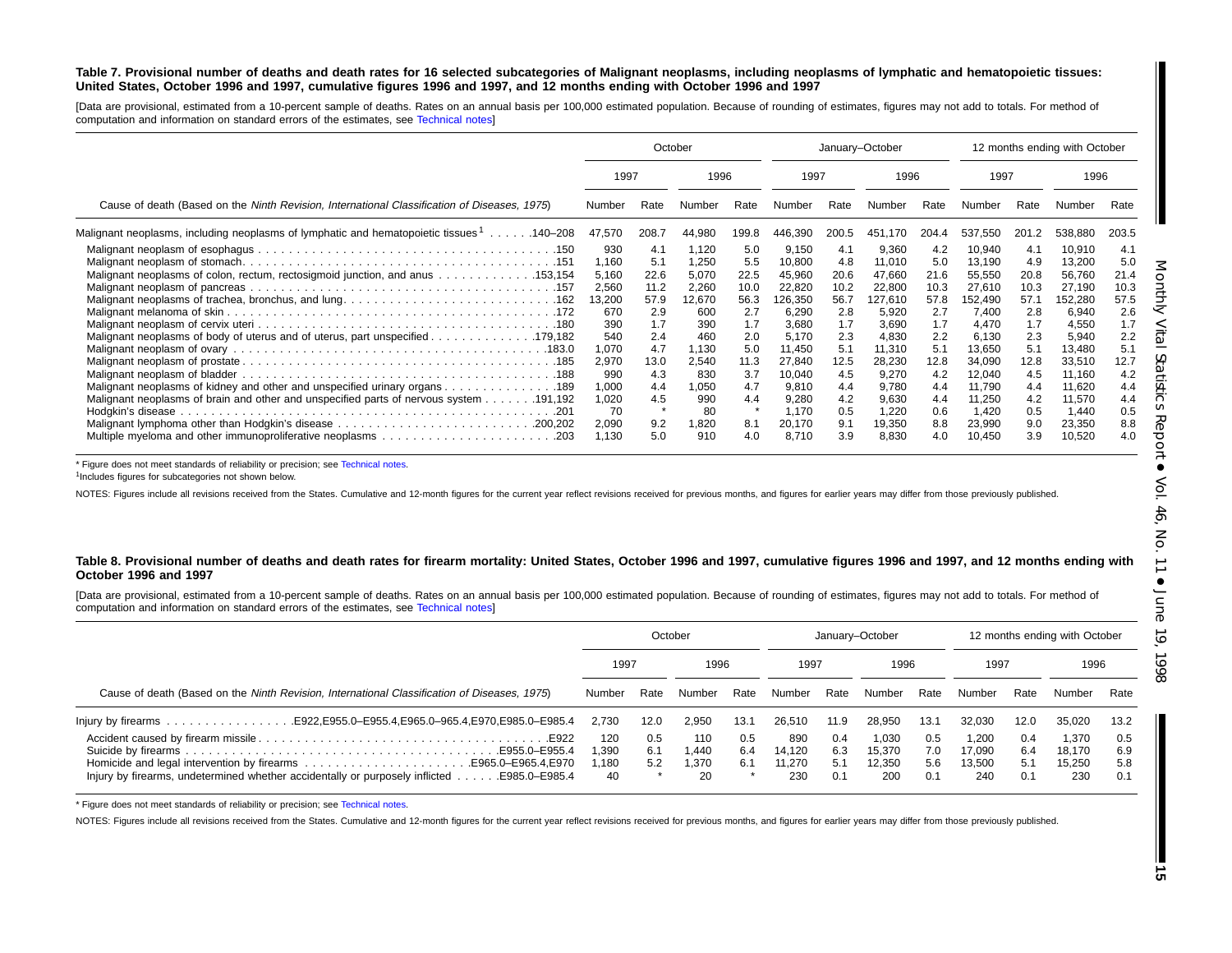**Table 7. Provisional number of deaths and death rates for 16 selected subcategories of Malignant neoplasms, including neoplasms of lymphatic and hematopoietic tissues: United States, October 1996 and 1997, cumulative figures 1996 and 1997, and 12 months ending with October 1996 and 1997**

[Data are provisional, estimated from a 10-percent sample of deaths. Rates on an annual basis per 100,000 estimated population. Because of rounding of estimates, figures may not add to totals. For method of computation and information on standard errors of the estimates, see Technical notes]

| Cause of death (Based on the *Ninth Revision, International Classification of Diseases, 1975*) | October | | | | January–October | | | | 12 months ending with October | | | |
|---|---|---|---|---|---|---|---|---|---|---|---|---|
| | 1997 | | 1996 | | 1997 | | 1996 | | 1997 | | 1996 | |
| | Number | Rate | Number | Rate | Number | Rate | Number | Rate | Number | Rate | Number | Rate |
| Malignant neoplasms, including neoplasms of lymphatic and hematopoietic tissues[1] . . . . . .140–208 | 47,570 | 208.7 | 44,980 | 199.8 | 446,390 | 200.5 | 451,170 | 204.4 | 537,550 | 201.2 | 538,880 | 203.5 |
| Malignant neoplasm of esophagus . . . .150 | 930 | 4.1 | 1,120 | 5.0 | 9,150 | 4.1 | 9,360 | 4.2 | 10,940 | 4.1 | 10,910 | 4.1 |
| Malignant neoplasm of stomach. . . .151 | 1,160 | 5.1 | 1,250 | 5.5 | 10,800 | 4.8 | 11,010 | 5.0 | 13,190 | 4.9 | 13,200 | 5.0 |
| Malignant neoplasms of colon, rectum, rectosigmoid junction, and anus . . . .153,154 | 5,160 | 22.6 | 5,070 | 22.5 | 45,960 | 20.6 | 47,660 | 21.6 | 55,550 | 20.8 | 56,760 | 21.4 |
| Malignant neoplasm of pancreas . . . .157 | 2,560 | 11.2 | 2,260 | 10.0 | 22,820 | 10.2 | 22,800 | 10.3 | 27,610 | 10.3 | 27,190 | 10.3 |
| Malignant neoplasms of trachea, bronchus, and lung. . . .162 | 13,200 | 57.9 | 12,670 | 56.3 | 126,350 | 56.7 | 127,610 | 57.8 | 152,490 | 57.1 | 152,280 | 57.5 |
| Malignant melanoma of skin . . . .172 | 670 | 2.9 | 600 | 2.7 | 6,290 | 2.8 | 5,920 | 2.7 | 7,400 | 2.8 | 6,940 | 2.6 |
| Malignant neoplasm of cervix uteri . . . .180 | 390 | 1.7 | 390 | 1.7 | 3,680 | 1.7 | 3,690 | 1.7 | 4,470 | 1.7 | 4,550 | 1.7 |
| Malignant neoplasms of body of uterus and of uterus, part unspecified . . . .179,182 | 540 | 2.4 | 460 | 2.0 | 5,170 | 2.3 | 4,830 | 2.2 | 6,130 | 2.3 | 5,940 | 2.2 |
| Malignant neoplasm of ovary . . . .183.0 | 1,070 | 4.7 | 1,130 | 5.0 | 11,450 | 5.1 | 11,310 | 5.1 | 13,650 | 5.1 | 13,480 | 5.1 |
| Malignant neoplasm of prostate . . . .185 | 2,970 | 13.0 | 2,540 | 11.3 | 27,840 | 12.5 | 28,230 | 12.8 | 34,090 | 12.8 | 33,510 | 12.7 |
| Malignant neoplasm of bladder . . . .188 | 990 | 4.3 | 830 | 3.7 | 10,040 | 4.5 | 9,270 | 4.2 | 12,040 | 4.5 | 11,160 | 4.2 |
| Malignant neoplasms of kidney and other and unspecified urinary organs . . . .189 | 1,000 | 4.4 | 1,050 | 4.7 | 9,810 | 4.4 | 9,780 | 4.4 | 11,790 | 4.4 | 11,620 | 4.4 |
| Malignant neoplasms of brain and other and unspecified parts of nervous system . . . .191,192 | 1,020 | 4.5 | 990 | 4.4 | 9,280 | 4.2 | 9,630 | 4.4 | 11,250 | 4.2 | 11,570 | 4.4 |
| Hodgkin's disease . . . .201 | 70 | * | 80 | * | 1,170 | 0.5 | 1,220 | 0.6 | 1,420 | 0.5 | 1,440 | 0.5 |
| Malignant lymphoma other than Hodgkin's disease . . . .200,202 | 2,090 | 9.2 | 1,820 | 8.1 | 20,170 | 9.1 | 19,350 | 8.8 | 23,990 | 9.0 | 23,350 | 8.8 |
| Multiple myeloma and other immunoproliferative neoplasms . . . .203 | 1,130 | 5.0 | 910 | 4.0 | 8,710 | 3.9 | 8,830 | 4.0 | 10,450 | 3.9 | 10,520 | 4.0 |

\* Figure does not meet standards of reliability or precision; see Technical notes.

[1]Includes figures for subcategories not shown below.

NOTES: Figures include all revisions received from the States. Cumulative and 12-month figures for the current year reflect revisions received for previous months, and figures for earlier years may differ from those previously published.

**Table 8. Provisional number of deaths and death rates for firearm mortality: United States, October 1996 and 1997, cumulative figures 1996 and 1997, and 12 months ending with October 1996 and 1997**

[Data are provisional, estimated from a 10-percent sample of deaths. Rates on an annual basis per 100,000 estimated population. Because of rounding of estimates, figures may not add to totals. For method of computation and information on standard errors of the estimates, see Technical notes]

| Cause of death (Based on the *Ninth Revision, International Classification of Diseases, 1975*) | October | | | | January–October | | | | 12 months ending with October | | | |
|---|---|---|---|---|---|---|---|---|---|---|---|---|
| | 1997 | | 1996 | | 1997 | | 1996 | | 1997 | | 1996 | |
| | Number | Rate | Number | Rate | Number | Rate | Number | Rate | Number | Rate | Number | Rate |
| Injury by firearms . . . .E922,E955.0–E955.4,E965.0–965.4,E970,E985.0–E985.4 | 2,730 | 12.0 | 2,950 | 13.1 | 26,510 | 11.9 | 28,950 | 13.1 | 32,030 | 12.0 | 35,020 | 13.2 |
| Accident caused by firearm missile . . . .E922 | 120 | 0.5 | 110 | 0.5 | 890 | 0.4 | 1,030 | 0.5 | 1,200 | 0.4 | 1,370 | 0.5 |
| Suicide by firearms . . . .E955.0–E955.4 | 1,390 | 6.1 | 1,440 | 6.4 | 14,120 | 6.3 | 15,370 | 7.0 | 17,090 | 6.4 | 18,170 | 6.9 |
| Homicide and legal intervention by firearms . . . .E965.0–E965.4,E970 | 1,180 | 5.2 | 1,370 | 6.1 | 11,270 | 5.1 | 12,350 | 5.6 | 13,500 | 5.1 | 15,250 | 5.8 |
| Injury by firearms, undetermined whether accidentally or purposely inflicted . . . .E985.0–E985.4 | 40 | * | 20 | * | 230 | 0.1 | 200 | 0.1 | 240 | 0.1 | 230 | 0.1 |

\* Figure does not meet standards of reliability or precision; see Technical notes.

NOTES: Figures include all revisions received from the States. Cumulative and 12-month figures for the current year reflect revisions received for previous months, and figures for earlier years may differ from those previously published.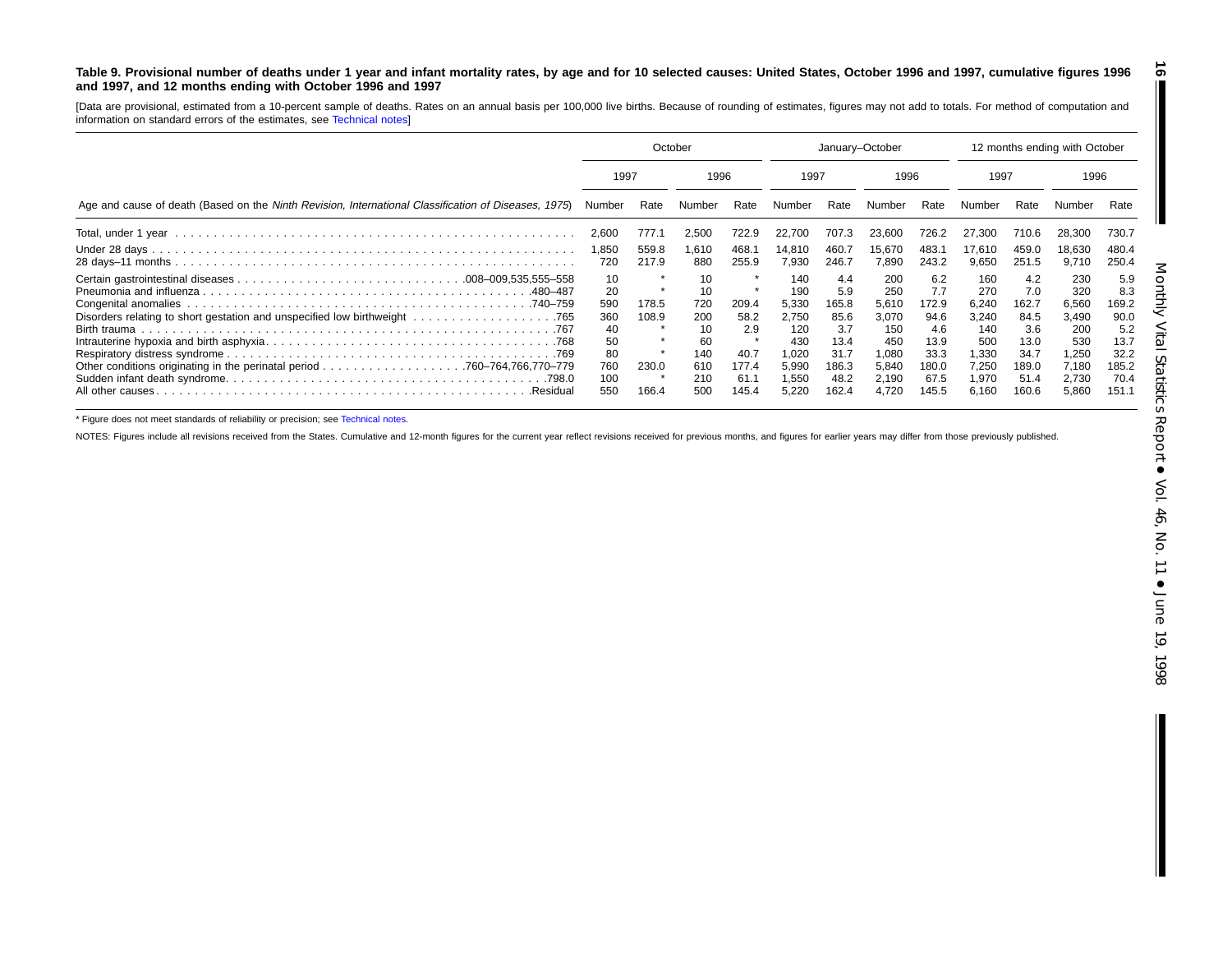**Table 9. Provisional number of deaths under 1 year and infant mortality rates, by age and for 10 selected causes: United States, October 1996 and 1997, cumulative figures 1996 and 1997, and 12 months ending with October 1996 and 1997**

[Data are provisional, estimated from a 10-percent sample of deaths. Rates on an annual basis per 100,000 live births. Because of rounding of estimates, figures may not add to totals. For method of computation and information on standard errors of the estimates, see Technical notes]

| Age and cause of death (Based on the *Ninth Revision, International Classification of Diseases, 1975*) | October | | | | January–October | | | | 12 months ending with October | | | |
|---|---|---|---|---|---|---|---|---|---|---|---|---|
| | 1997 | | 1996 | | 1997 | | 1996 | | 1997 | | 1996 | |
| | Number | Rate | Number | Rate | Number | Rate | Number | Rate | Number | Rate | Number | Rate |
| Total, under 1 year | 2,600 | 777.1 | 2,500 | 722.9 | 22,700 | 707.3 | 23,600 | 726.2 | 27,300 | 710.6 | 28,300 | 730.7 |
| Under 28 days | 1,850 | 559.8 | 1,610 | 468.1 | 14,810 | 460.7 | 15,670 | 483.1 | 17,610 | 459.0 | 18,630 | 480.4 |
| 28 days–11 months | 720 | 217.9 | 880 | 255.9 | 7,930 | 246.7 | 7,890 | 243.2 | 9,650 | 251.5 | 9,710 | 250.4 |
| Certain gastrointestinal diseases .008–009,535,555–558 | 10 | * | 10 | * | 140 | 4.4 | 200 | 6.2 | 160 | 4.2 | 230 | 5.9 |
| Pneumonia and influenza .480–487 | 20 | * | 10 | * | 190 | 5.9 | 250 | 7.7 | 270 | 7.0 | 320 | 8.3 |
| Congenital anomalies .740–759 | 590 | 178.5 | 720 | 209.4 | 5,330 | 165.8 | 5,610 | 172.9 | 6,240 | 162.7 | 6,560 | 169.2 |
| Disorders relating to short gestation and unspecified low birthweight .765 | 360 | 108.9 | 200 | 58.2 | 2,750 | 85.6 | 3,070 | 94.6 | 3,240 | 84.5 | 3,490 | 90.0 |
| Birth trauma .767 | 40 | * | 10 | 2.9 | 120 | 3.7 | 150 | 4.6 | 140 | 3.6 | 200 | 5.2 |
| Intrauterine hypoxia and birth asphyxia .768 | 50 | * | 60 | * | 430 | 13.4 | 450 | 13.9 | 500 | 13.0 | 530 | 13.7 |
| Respiratory distress syndrome .769 | 80 | * | 140 | 40.7 | 1,020 | 31.7 | 1,080 | 33.3 | 1,330 | 34.7 | 1,250 | 32.2 |
| Other conditions originating in the perinatal period .760–764,766,770–779 | 760 | 230.0 | 610 | 177.4 | 5,990 | 186.3 | 5,840 | 180.0 | 7,250 | 189.0 | 7,180 | 185.2 |
| Sudden infant death syndrome .798.0 | 100 | * | 210 | 61.1 | 1,550 | 48.2 | 2,190 | 67.5 | 1,970 | 51.4 | 2,730 | 70.4 |
| All other causes .Residual | 550 | 166.4 | 500 | 145.4 | 5,220 | 162.4 | 4,720 | 145.5 | 6,160 | 160.6 | 5,860 | 151.1 |

* Figure does not meet standards of reliability or precision; see Technical notes.

NOTES: Figures include all revisions received from the States. Cumulative and 12-month figures for the current year reflect revisions received for previous months, and figures for earlier years may differ from those previously published.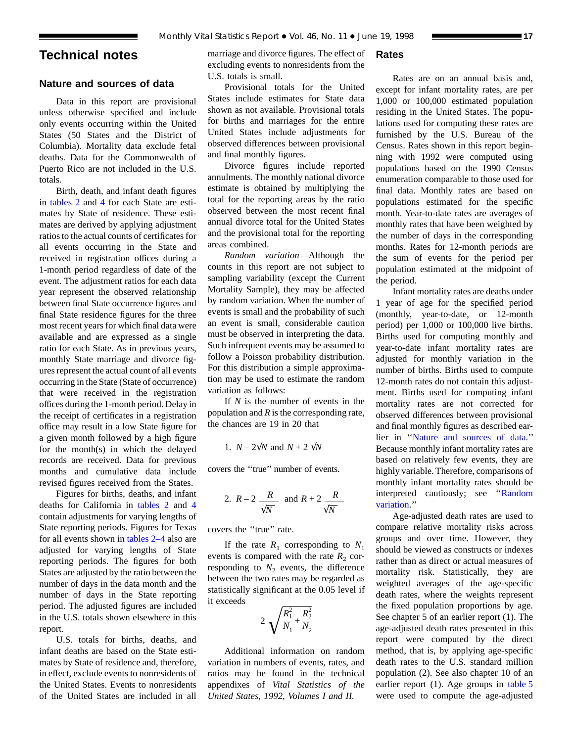# Technical notes

## Nature and sources of data

Data in this report are provisional unless otherwise specified and include only events occurring within the United States (50 States and the District of Columbia). Mortality data exclude fetal deaths. Data for the Commonwealth of Puerto Rico are not included in the U.S. totals.

Birth, death, and infant death figures in tables 2 and 4 for each State are estimates by State of residence. These estimates are derived by applying adjustment ratios to the actual counts of certificates for all events occurring in the State and received in registration offices during a 1-month period regardless of date of the event. The adjustment ratios for each data year represent the observed relationship between final State occurrence figures and final State residence figures for the three most recent years for which final data were available and are expressed as a single ratio for each State. As in previous years, monthly State marriage and divorce figures represent the actual count of all events occurring in the State (State of occurrence) that were received in the registration offices during the 1-month period. Delay in the receipt of certificates in a registration office may result in a low State figure for a given month followed by a high figure for the month(s) in which the delayed records are received. Data for previous months and cumulative data include revised figures received from the States.

Figures for births, deaths, and infant deaths for California in tables 2 and 4 contain adjustments for varying lengths of State reporting periods. Figures for Texas for all events shown in tables 2–4 also are adjusted for varying lengths of State reporting periods. The figures for both States are adjusted by the ratio between the number of days in the data month and the number of days in the State reporting period. The adjusted figures are included in the U.S. totals shown elsewhere in this report.

U.S. totals for births, deaths, and infant deaths are based on the State estimates by State of residence and, therefore, in effect, exclude events to nonresidents of the United States. Events to nonresidents of the United States are included in all marriage and divorce figures. The effect of excluding events to nonresidents from the U.S. totals is small.

Provisional totals for the United States include estimates for State data shown as not available. Provisional totals for births and marriages for the entire United States include adjustments for observed differences between provisional and final monthly figures.

Divorce figures include reported annulments. The monthly national divorce estimate is obtained by multiplying the total for the reporting areas by the ratio observed between the most recent final annual divorce total for the United States and the provisional total for the reporting areas combined.

*Random variation*—Although the counts in this report are not subject to sampling variability (except the Current Mortality Sample), they may be affected by random variation. When the number of events is small and the probability of such an event is small, considerable caution must be observed in interpreting the data. Such infrequent events may be assumed to follow a Poisson probability distribution. For this distribution a simple approximation may be used to estimate the random variation as follows:

If $N$ is the number of events in the population and $R$ is the corresponding rate, the chances are 19 in 20 that

1. $N - 2\sqrt{N}$ and $N + 2\sqrt{N}$

covers the ‘‘true’’ number of events.

2. $R - 2\dfrac{R}{\sqrt{N}}$ and $R + 2\dfrac{R}{\sqrt{N}}$

covers the ‘‘true’’ rate.

If the rate $R_1$ corresponding to $N_1$ events is compared with the rate $R_2$ corresponding to $N_2$ events, the difference between the two rates may be regarded as statistically significant at the 0.05 level if it exceeds

$$2\sqrt{\frac{R_1^2}{N_1} + \frac{R_2^2}{N_2}}$$

Additional information on random variation in numbers of events, rates, and ratios may be found in the technical appendixes of *Vital Statistics of the United States, 1992, Volumes I and II.*

## Rates

Rates are on an annual basis and, except for infant mortality rates, are per 1,000 or 100,000 estimated population residing in the United States. The populations used for computing these rates are furnished by the U.S. Bureau of the Census. Rates shown in this report beginning with 1992 were computed using populations based on the 1990 Census enumeration comparable to those used for final data. Monthly rates are based on populations estimated for the specific month. Year-to-date rates are averages of monthly rates that have been weighted by the number of days in the corresponding months. Rates for 12-month periods are the sum of events for the period per population estimated at the midpoint of the period.

Infant mortality rates are deaths under 1 year of age for the specified period (monthly, year-to-date, or 12-month period) per 1,000 or 100,000 live births. Births used for computing monthly and year-to-date infant mortality rates are adjusted for monthly variation in the number of births. Births used to compute 12-month rates do not contain this adjustment. Births used for computing infant mortality rates are not corrected for observed differences between provisional and final monthly figures as described earlier in ‘‘Nature and sources of data.’’ Because monthly infant mortality rates are based on relatively few events, they are highly variable. Therefore, comparisons of monthly infant mortality rates should be interpreted cautiously; see ‘‘Random variation.’’

Age-adjusted death rates are used to compare relative mortality risks across groups and over time. However, they should be viewed as constructs or indexes rather than as direct or actual measures of mortality risk. Statistically, they are weighted averages of the age-specific death rates, where the weights represent the fixed population proportions by age. See chapter 5 of an earlier report (1). The age-adjusted death rates presented in this report were computed by the direct method, that is, by applying age-specific death rates to the U.S. standard million population (2). See also chapter 10 of an earlier report (1). Age groups in table 5 were used to compute the age-adjusted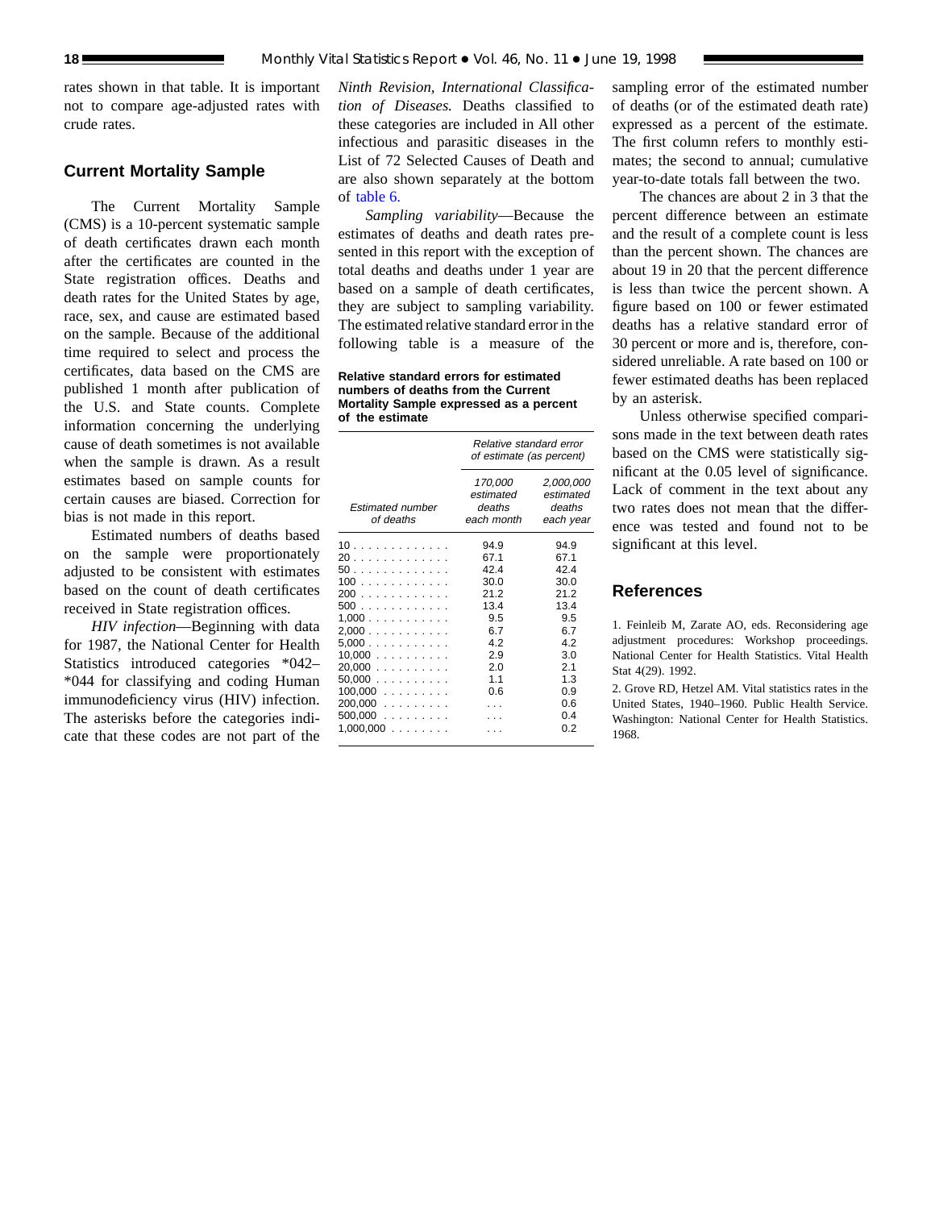rates shown in that table. It is important not to compare age-adjusted rates with crude rates.

## Current Mortality Sample

The Current Mortality Sample (CMS) is a 10-percent systematic sample of death certificates drawn each month after the certificates are counted in the State registration offices. Deaths and death rates for the United States by age, race, sex, and cause are estimated based on the sample. Because of the additional time required to select and process the certificates, data based on the CMS are published 1 month after publication of the U.S. and State counts. Complete information concerning the underlying cause of death sometimes is not available when the sample is drawn. As a result estimates based on sample counts for certain causes are biased. Correction for bias is not made in this report.

Estimated numbers of deaths based on the sample were proportionately adjusted to be consistent with estimates based on the count of death certificates received in State registration offices.

*HIV infection*—Beginning with data for 1987, the National Center for Health Statistics introduced categories *042–*044 for classifying and coding Human immunodeficiency virus (HIV) infection. The asterisks before the categories indicate that these codes are not part of the *Ninth Revision, International Classification of Diseases.* Deaths classified to these categories are included in All other infectious and parasitic diseases in the List of 72 Selected Causes of Death and are also shown separately at the bottom of table 6.

*Sampling variability*—Because the estimates of deaths and death rates presented in this report with the exception of total deaths and deaths under 1 year are based on a sample of death certificates, they are subject to sampling variability. The estimated relative standard error in the following table is a measure of the sampling error of the estimated number of deaths (or of the estimated death rate) expressed as a percent of the estimate. The first column refers to monthly estimates; the second to annual; cumulative year-to-date totals fall between the two.

**Relative standard errors for estimated numbers of deaths from the Current Mortality Sample expressed as a percent of the estimate**

| Estimated number of deaths | Relative standard error of estimate (as percent) | |
|---|---|---|
| | 170,000 estimated deaths each month | 2,000,000 estimated deaths each year |
| 10 | 94.9 | 94.9 |
| 20 | 67.1 | 67.1 |
| 50 | 42.4 | 42.4 |
| 100 | 30.0 | 30.0 |
| 200 | 21.2 | 21.2 |
| 500 | 13.4 | 13.4 |
| 1,000 | 9.5 | 9.5 |
| 2,000 | 6.7 | 6.7 |
| 5,000 | 4.2 | 4.2 |
| 10,000 | 2.9 | 3.0 |
| 20,000 | 2.0 | 2.1 |
| 50,000 | 1.1 | 1.3 |
| 100,000 | 0.6 | 0.9 |
| 200,000 | . . . | 0.6 |
| 500,000 | . . . | 0.4 |
| 1,000,000 | . . . | 0.2 |

The chances are about 2 in 3 that the percent difference between an estimate and the result of a complete count is less than the percent shown. The chances are about 19 in 20 that the percent difference is less than twice the percent shown. A figure based on 100 or fewer estimated deaths has a relative standard error of 30 percent or more and is, therefore, considered unreliable. A rate based on 100 or fewer estimated deaths has been replaced by an asterisk.

Unless otherwise specified comparisons made in the text between death rates based on the CMS were statistically significant at the 0.05 level of significance. Lack of comment in the text about any two rates does not mean that the difference was tested and found not to be significant at this level.

## References

1. Feinleib M, Zarate AO, eds. Reconsidering age adjustment procedures: Workshop proceedings. National Center for Health Statistics. Vital Health Stat 4(29). 1992.

2. Grove RD, Hetzel AM. Vital statistics rates in the United States, 1940–1960. Public Health Service. Washington: National Center for Health Statistics. 1968.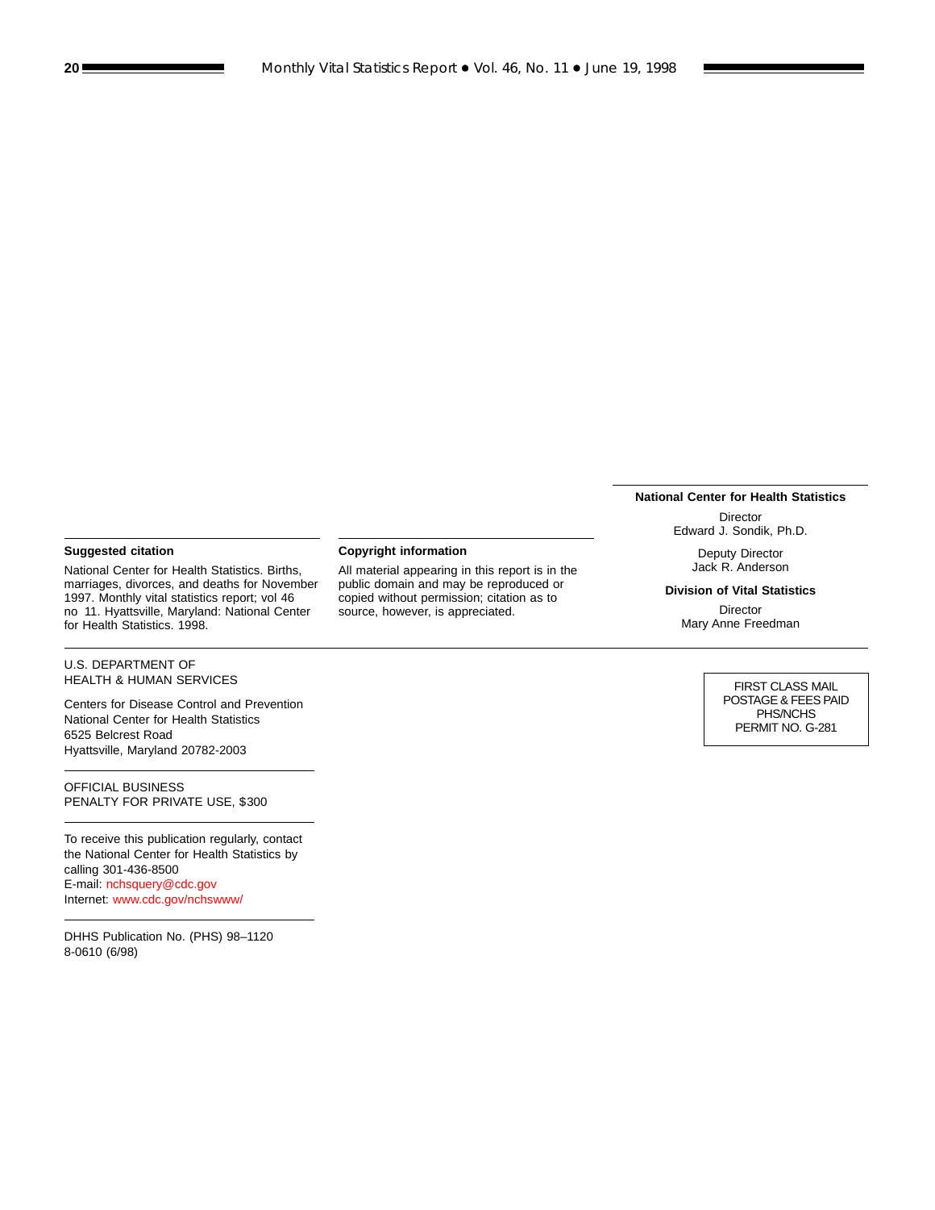**National Center for Health Statistics**

Director
Edward J. Sondik, Ph.D.

Deputy Director
Jack R. Anderson

**Division of Vital Statistics**

Director
Mary Anne Freedman

**Suggested citation**

National Center for Health Statistics. Births, marriages, divorces, and deaths for November 1997. Monthly vital statistics report; vol 46 no 11. Hyattsville, Maryland: National Center for Health Statistics. 1998.

**Copyright information**

All material appearing in this report is in the public domain and may be reproduced or copied without permission; citation as to source, however, is appreciated.

U.S. DEPARTMENT OF
HEALTH & HUMAN SERVICES

Centers for Disease Control and Prevention
National Center for Health Statistics
6525 Belcrest Road
Hyattsville, Maryland 20782-2003

OFFICIAL BUSINESS
PENALTY FOR PRIVATE USE, $300

To receive this publication regularly, contact the National Center for Health Statistics by calling 301-436-8500
E-mail: nchsquery@cdc.gov
Internet: www.cdc.gov/nchswww/

DHHS Publication No. (PHS) 98–1120
8-0610 (6/98)

FIRST CLASS MAIL
POSTAGE & FEES PAID
PHS/NCHS
PERMIT NO. G-281